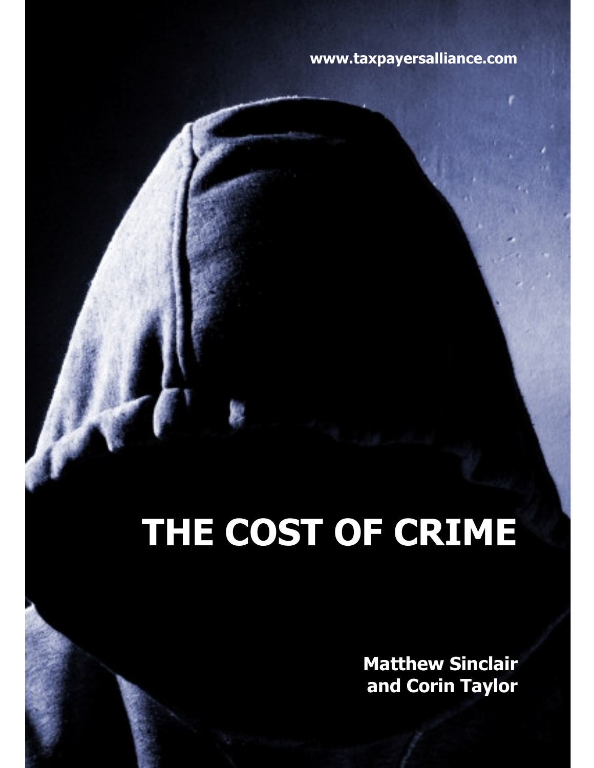www.taxpayersalliance.com

# THE COST OF CRIME

**Matthew Sinclair and Corin Taylor**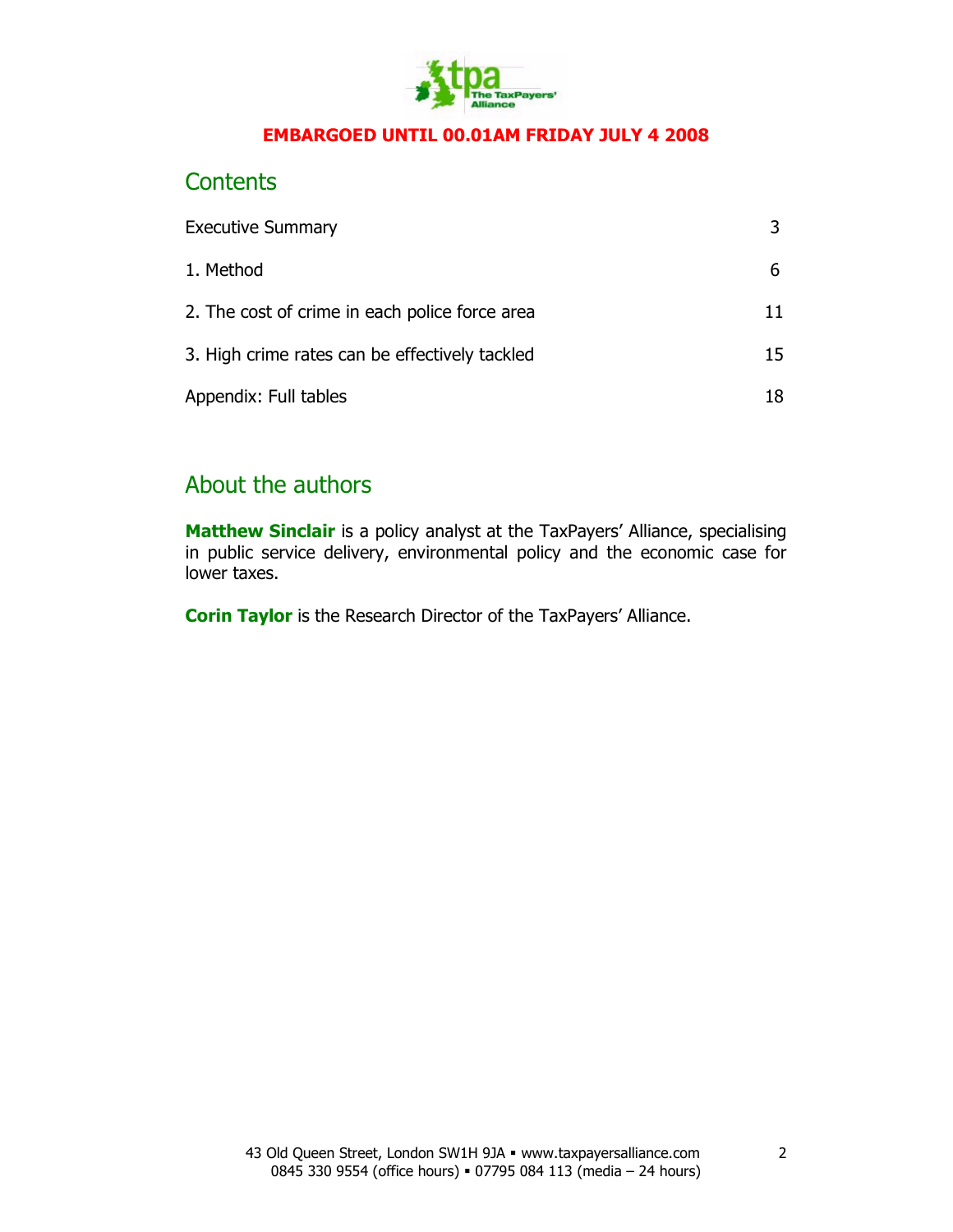**EMBARGOED UNTIL 00.01AM FRIDAY JULY 4 2008**

## Contents

| | |
|---|---|
| Executive Summary | 3 |
| 1. Method | 6 |
| 2. The cost of crime in each police force area | 11 |
| 3. High crime rates can be effectively tackled | 15 |
| Appendix: Full tables | 18 |

## About the authors

**Matthew Sinclair** is a policy analyst at the TaxPayers' Alliance, specialising in public service delivery, environmental policy and the economic case for lower taxes.

**Corin Taylor** is the Research Director of the TaxPayers' Alliance.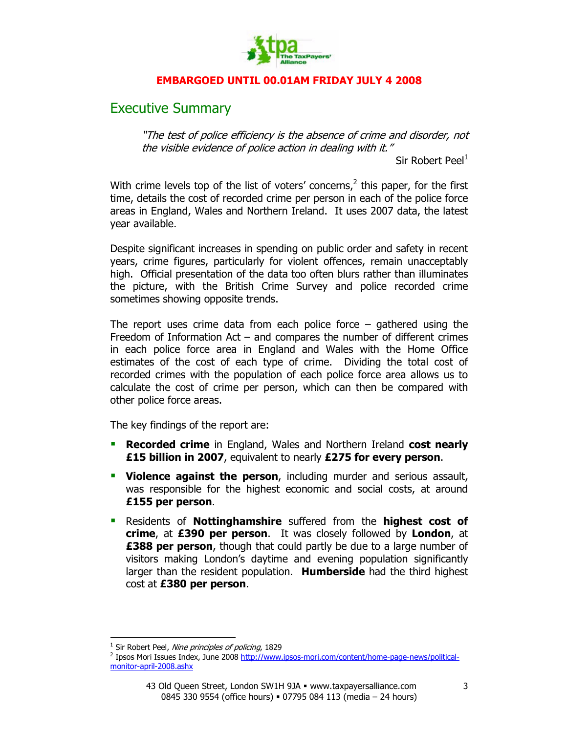**EMBARGOED UNTIL 00.01AM FRIDAY JULY 4 2008**

## Executive Summary

> *"The test of police efficiency is the absence of crime and disorder, not the visible evidence of police action in dealing with it."*
>
> Sir Robert Peel[1]

With crime levels top of the list of voters' concerns,[2] this paper, for the first time, details the cost of recorded crime per person in each of the police force areas in England, Wales and Northern Ireland. It uses 2007 data, the latest year available.

Despite significant increases in spending on public order and safety in recent years, crime figures, particularly for violent offences, remain unacceptably high. Official presentation of the data too often blurs rather than illuminates the picture, with the British Crime Survey and police recorded crime sometimes showing opposite trends.

The report uses crime data from each police force – gathered using the Freedom of Information Act – and compares the number of different crimes in each police force area in England and Wales with the Home Office estimates of the cost of each type of crime. Dividing the total cost of recorded crimes with the population of each police force area allows us to calculate the cost of crime per person, which can then be compared with other police force areas.

The key findings of the report are:

- **Recorded crime** in England, Wales and Northern Ireland **cost nearly £15 billion in 2007**, equivalent to nearly **£275 for every person**.
- **Violence against the person**, including murder and serious assault, was responsible for the highest economic and social costs, at around **£155 per person**.
- Residents of **Nottinghamshire** suffered from the **highest cost of crime**, at **£390 per person**. It was closely followed by **London**, at **£388 per person**, though that could partly be due to a large number of visitors making London's daytime and evening population significantly larger than the resident population. **Humberside** had the third highest cost at **£380 per person**.

---

[1] Sir Robert Peel, *Nine principles of policing*, 1829

[2] Ipsos Mori Issues Index, June 2008 http://www.ipsos-mori.com/content/home-page-news/political-monitor-april-2008.ashx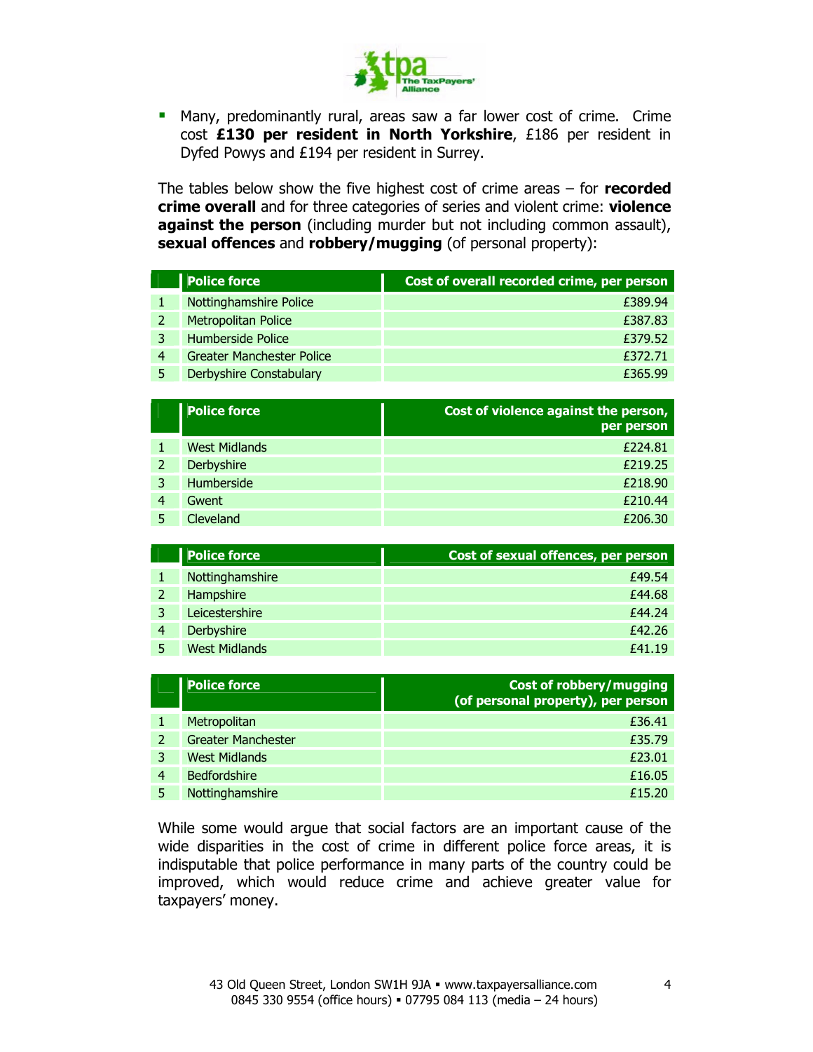- Many, predominantly rural, areas saw a far lower cost of crime. Crime cost **£130 per resident in North Yorkshire**, £186 per resident in Dyfed Powys and £194 per resident in Surrey.

The tables below show the five highest cost of crime areas – for **recorded crime overall** and for three categories of series and violent crime: **violence against the person** (including murder but not including common assault), **sexual offences** and **robbery/mugging** (of personal property):

| | Police force | Cost of overall recorded crime, per person |
|---|---|---|
| 1 | Nottinghamshire Police | £389.94 |
| 2 | Metropolitan Police | £387.83 |
| 3 | Humberside Police | £379.52 |
| 4 | Greater Manchester Police | £372.71 |
| 5 | Derbyshire Constabulary | £365.99 |

| | Police force | Cost of violence against the person, per person |
|---|---|---|
| 1 | West Midlands | £224.81 |
| 2 | Derbyshire | £219.25 |
| 3 | Humberside | £218.90 |
| 4 | Gwent | £210.44 |
| 5 | Cleveland | £206.30 |

| | Police force | Cost of sexual offences, per person |
|---|---|---|
| 1 | Nottinghamshire | £49.54 |
| 2 | Hampshire | £44.68 |
| 3 | Leicestershire | £44.24 |
| 4 | Derbyshire | £42.26 |
| 5 | West Midlands | £41.19 |

| | Police force | Cost of robbery/mugging (of personal property), per person |
|---|---|---|
| 1 | Metropolitan | £36.41 |
| 2 | Greater Manchester | £35.79 |
| 3 | West Midlands | £23.01 |
| 4 | Bedfordshire | £16.05 |
| 5 | Nottinghamshire | £15.20 |

While some would argue that social factors are an important cause of the wide disparities in the cost of crime in different police force areas, it is indisputable that police performance in many parts of the country could be improved, which would reduce crime and achieve greater value for taxpayers' money.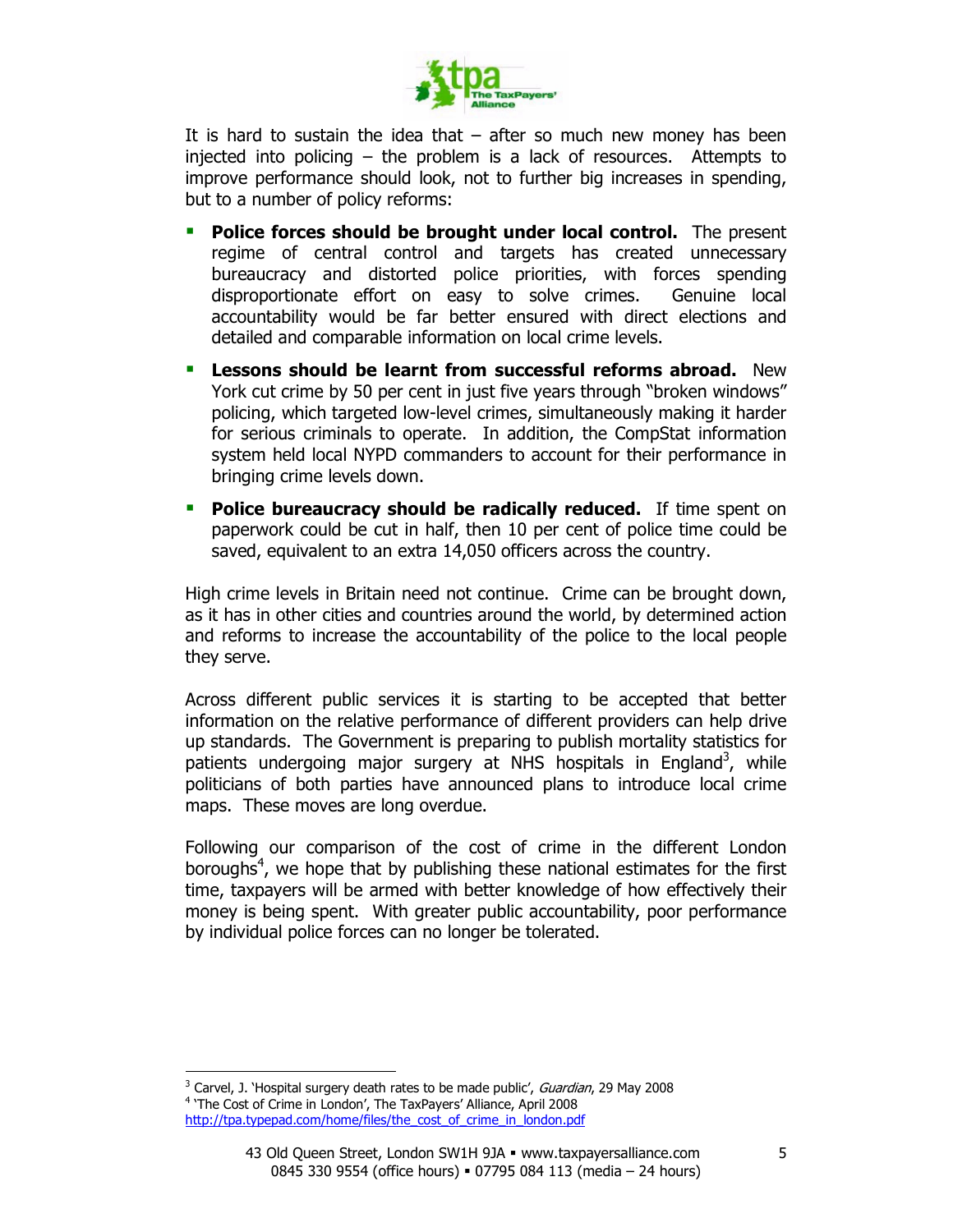It is hard to sustain the idea that – after so much new money has been injected into policing – the problem is a lack of resources. Attempts to improve performance should look, not to further big increases in spending, but to a number of policy reforms:

- **Police forces should be brought under local control.** The present regime of central control and targets has created unnecessary bureaucracy and distorted police priorities, with forces spending disproportionate effort on easy to solve crimes. Genuine local accountability would be far better ensured with direct elections and detailed and comparable information on local crime levels.
- **Lessons should be learnt from successful reforms abroad.** New York cut crime by 50 per cent in just five years through "broken windows" policing, which targeted low-level crimes, simultaneously making it harder for serious criminals to operate. In addition, the CompStat information system held local NYPD commanders to account for their performance in bringing crime levels down.
- **Police bureaucracy should be radically reduced.** If time spent on paperwork could be cut in half, then 10 per cent of police time could be saved, equivalent to an extra 14,050 officers across the country.

High crime levels in Britain need not continue. Crime can be brought down, as it has in other cities and countries around the world, by determined action and reforms to increase the accountability of the police to the local people they serve.

Across different public services it is starting to be accepted that better information on the relative performance of different providers can help drive up standards. The Government is preparing to publish mortality statistics for patients undergoing major surgery at NHS hospitals in England[3], while politicians of both parties have announced plans to introduce local crime maps. These moves are long overdue.

Following our comparison of the cost of crime in the different London boroughs[4], we hope that by publishing these national estimates for the first time, taxpayers will be armed with better knowledge of how effectively their money is being spent. With greater public accountability, poor performance by individual police forces can no longer be tolerated.

---

[3] Carvel, J. 'Hospital surgery death rates to be made public', *Guardian*, 29 May 2008

[4] 'The Cost of Crime in London', The TaxPayers' Alliance, April 2008 http://tpa.typepad.com/home/files/the_cost_of_crime_in_london.pdf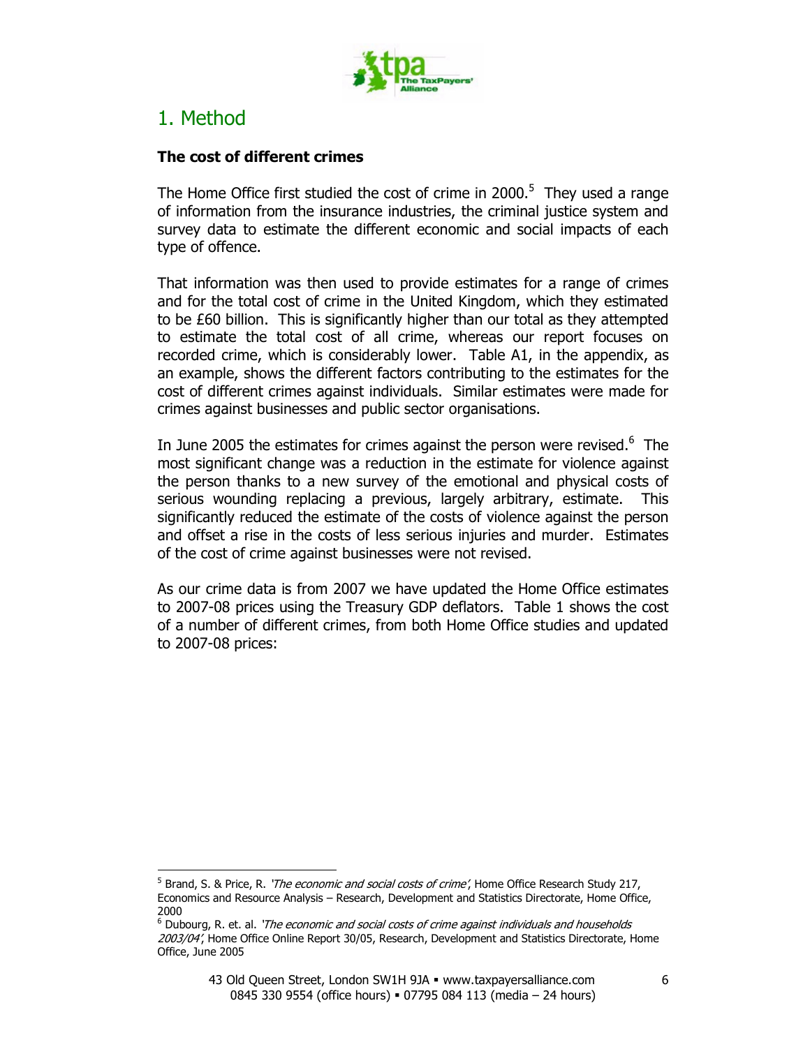# 1. Method

**The cost of different crimes**

The Home Office first studied the cost of crime in 2000.[5] They used a range of information from the insurance industries, the criminal justice system and survey data to estimate the different economic and social impacts of each type of offence.

That information was then used to provide estimates for a range of crimes and for the total cost of crime in the United Kingdom, which they estimated to be £60 billion. This is significantly higher than our total as they attempted to estimate the total cost of all crime, whereas our report focuses on recorded crime, which is considerably lower. Table A1, in the appendix, as an example, shows the different factors contributing to the estimates for the cost of different crimes against individuals. Similar estimates were made for crimes against businesses and public sector organisations.

In June 2005 the estimates for crimes against the person were revised.[6] The most significant change was a reduction in the estimate for violence against the person thanks to a new survey of the emotional and physical costs of serious wounding replacing a previous, largely arbitrary, estimate. This significantly reduced the estimate of the costs of violence against the person and offset a rise in the costs of less serious injuries and murder. Estimates of the cost of crime against businesses were not revised.

As our crime data is from 2007 we have updated the Home Office estimates to 2007-08 prices using the Treasury GDP deflators. Table 1 shows the cost of a number of different crimes, from both Home Office studies and updated to 2007-08 prices:

---

[5] Brand, S. & Price, R. *'The economic and social costs of crime'*, Home Office Research Study 217, Economics and Resource Analysis – Research, Development and Statistics Directorate, Home Office, 2000

[6] Dubourg, R. et. al. *'The economic and social costs of crime against individuals and households 2003/04'*, Home Office Online Report 30/05, Research, Development and Statistics Directorate, Home Office, June 2005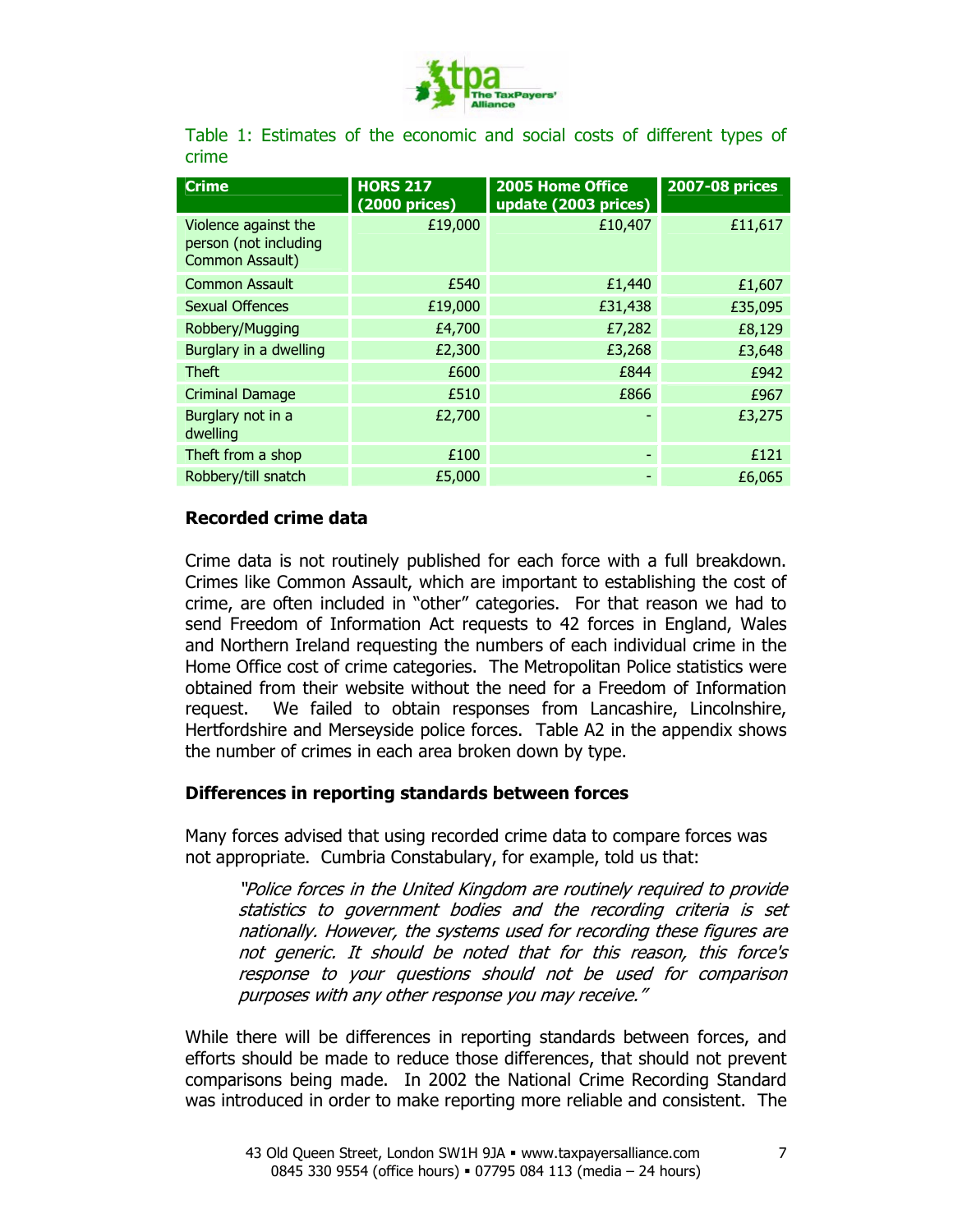Table 1: Estimates of the economic and social costs of different types of crime

| Crime | HORS 217 (2000 prices) | 2005 Home Office update (2003 prices) | 2007-08 prices |
|---|---|---|---|
| Violence against the person (not including Common Assault) | £19,000 | £10,407 | £11,617 |
| Common Assault | £540 | £1,440 | £1,607 |
| Sexual Offences | £19,000 | £31,438 | £35,095 |
| Robbery/Mugging | £4,700 | £7,282 | £8,129 |
| Burglary in a dwelling | £2,300 | £3,268 | £3,648 |
| Theft | £600 | £844 | £942 |
| Criminal Damage | £510 | £866 | £967 |
| Burglary not in a dwelling | £2,700 | - | £3,275 |
| Theft from a shop | £100 | - | £121 |
| Robbery/till snatch | £5,000 | - | £6,065 |

## Recorded crime data

Crime data is not routinely published for each force with a full breakdown. Crimes like Common Assault, which are important to establishing the cost of crime, are often included in "other" categories. For that reason we had to send Freedom of Information Act requests to 42 forces in England, Wales and Northern Ireland requesting the numbers of each individual crime in the Home Office cost of crime categories. The Metropolitan Police statistics were obtained from their website without the need for a Freedom of Information request. We failed to obtain responses from Lancashire, Lincolnshire, Hertfordshire and Merseyside police forces. Table A2 in the appendix shows the number of crimes in each area broken down by type.

## Differences in reporting standards between forces

Many forces advised that using recorded crime data to compare forces was not appropriate. Cumbria Constabulary, for example, told us that:

> *"Police forces in the United Kingdom are routinely required to provide statistics to government bodies and the recording criteria is set nationally. However, the systems used for recording these figures are not generic. It should be noted that for this reason, this force's response to your questions should not be used for comparison purposes with any other response you may receive."*

While there will be differences in reporting standards between forces, and efforts should be made to reduce those differences, that should not prevent comparisons being made. In 2002 the National Crime Recording Standard was introduced in order to make reporting more reliable and consistent. The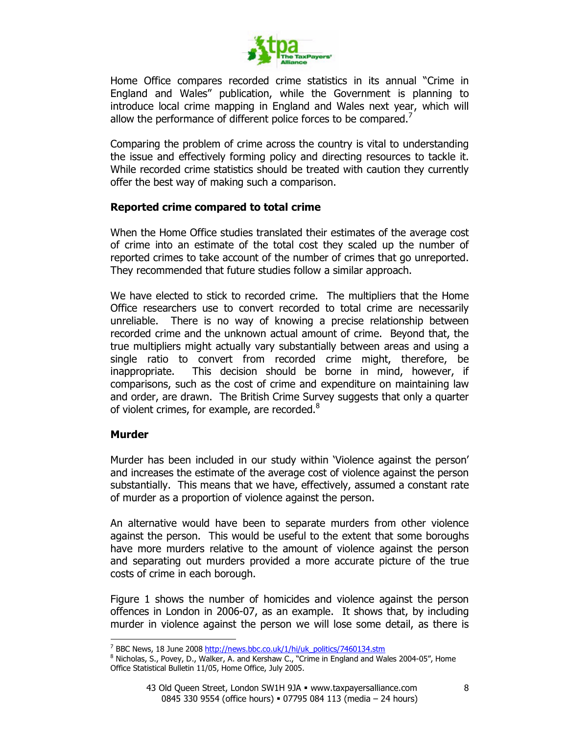Home Office compares recorded crime statistics in its annual "Crime in England and Wales" publication, while the Government is planning to introduce local crime mapping in England and Wales next year, which will allow the performance of different police forces to be compared.[7]

Comparing the problem of crime across the country is vital to understanding the issue and effectively forming policy and directing resources to tackle it. While recorded crime statistics should be treated with caution they currently offer the best way of making such a comparison.

**Reported crime compared to total crime**

When the Home Office studies translated their estimates of the average cost of crime into an estimate of the total cost they scaled up the number of reported crimes to take account of the number of crimes that go unreported. They recommended that future studies follow a similar approach.

We have elected to stick to recorded crime. The multipliers that the Home Office researchers use to convert recorded to total crime are necessarily unreliable. There is no way of knowing a precise relationship between recorded crime and the unknown actual amount of crime. Beyond that, the true multipliers might actually vary substantially between areas and using a single ratio to convert from recorded crime might, therefore, be inappropriate. This decision should be borne in mind, however, if comparisons, such as the cost of crime and expenditure on maintaining law and order, are drawn. The British Crime Survey suggests that only a quarter of violent crimes, for example, are recorded.[8]

**Murder**

Murder has been included in our study within 'Violence against the person' and increases the estimate of the average cost of violence against the person substantially. This means that we have, effectively, assumed a constant rate of murder as a proportion of violence against the person.

An alternative would have been to separate murders from other violence against the person. This would be useful to the extent that some boroughs have more murders relative to the amount of violence against the person and separating out murders provided a more accurate picture of the true costs of crime in each borough.

Figure 1 shows the number of homicides and violence against the person offences in London in 2006-07, as an example. It shows that, by including murder in violence against the person we will lose some detail, as there is

---

[7] BBC News, 18 June 2008 http://news.bbc.co.uk/1/hi/uk_politics/7460134.stm

[8] Nicholas, S., Povey, D., Walker, A. and Kershaw C., "Crime in England and Wales 2004-05", Home Office Statistical Bulletin 11/05, Home Office, July 2005.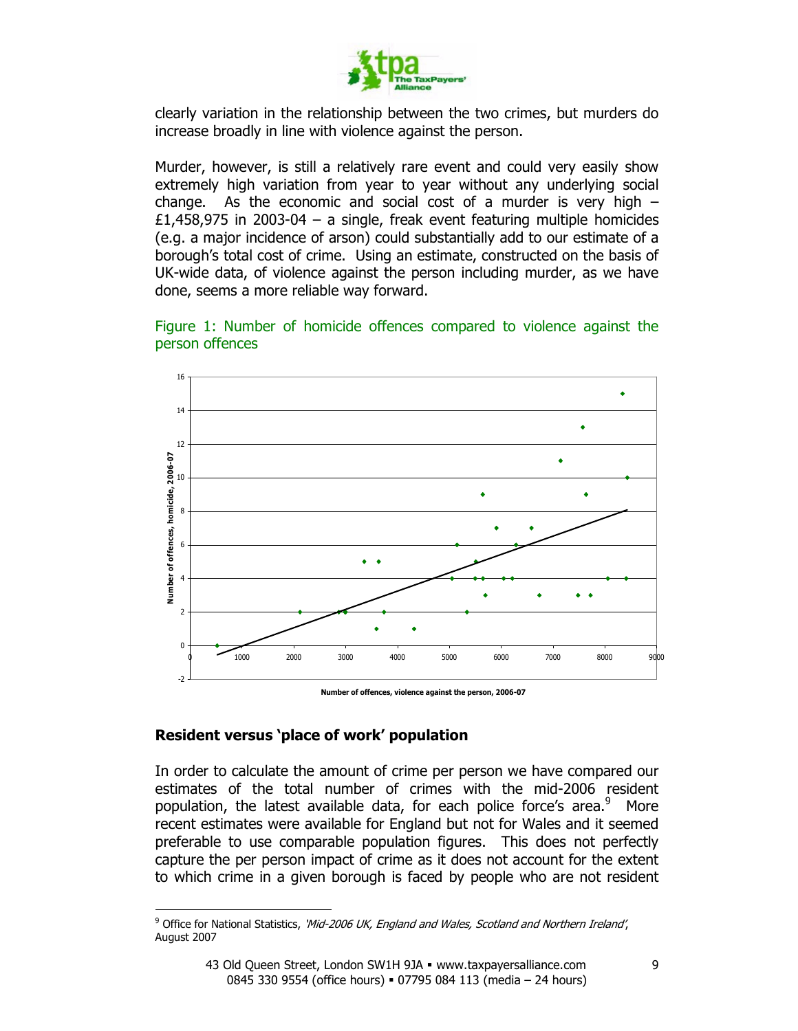clearly variation in the relationship between the two crimes, but murders do increase broadly in line with violence against the person.

Murder, however, is still a relatively rare event and could very easily show extremely high variation from year to year without any underlying social change. As the economic and social cost of a murder is very high – £1,458,975 in 2003-04 – a single, freak event featuring multiple homicides (e.g. a major incidence of arson) could substantially add to our estimate of a borough's total cost of crime. Using an estimate, constructed on the basis of UK-wide data, of violence against the person including murder, as we have done, seems a more reliable way forward.

Figure 1: Number of homicide offences compared to violence against the person offences

## Resident versus 'place of work' population

In order to calculate the amount of crime per person we have compared our estimates of the total number of crimes with the mid-2006 resident population, the latest available data, for each police force's area.[9] More recent estimates were available for England but not for Wales and it seemed preferable to use comparable population figures. This does not perfectly capture the per person impact of crime as it does not account for the extent to which crime in a given borough is faced by people who are not resident

[9] Office for National Statistics, *'Mid-2006 UK, England and Wales, Scotland and Northern Ireland'*, August 2007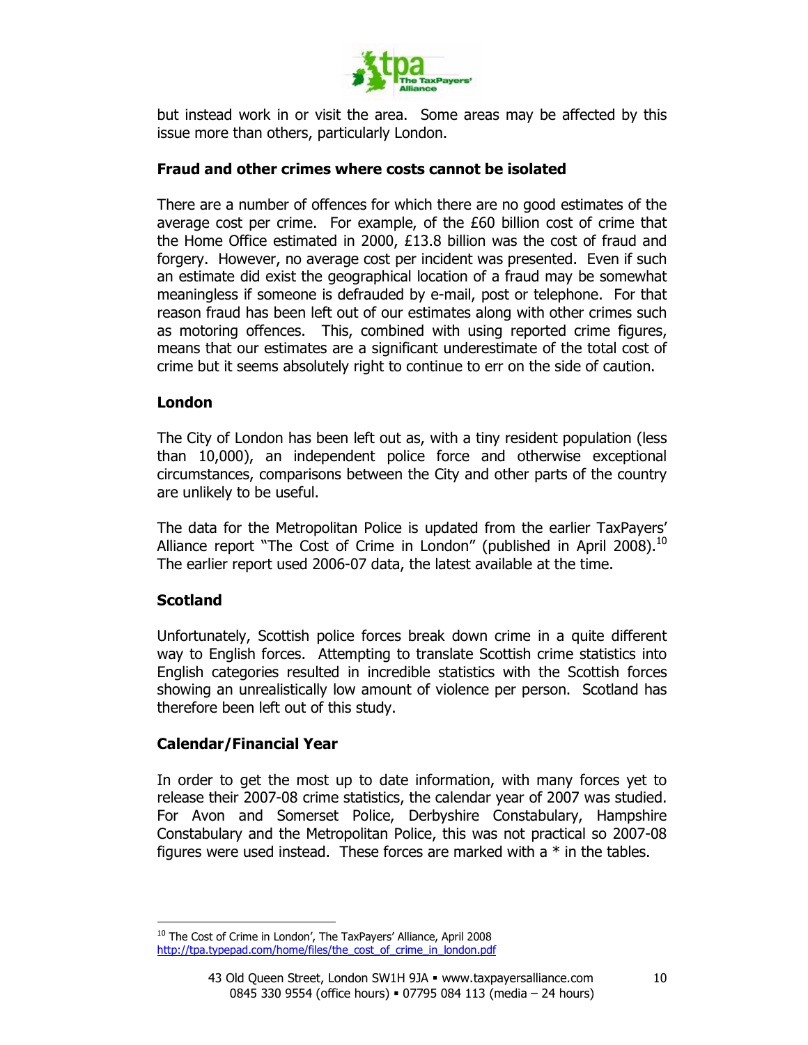but instead work in or visit the area. Some areas may be affected by this issue more than others, particularly London.

**Fraud and other crimes where costs cannot be isolated**

There are a number of offences for which there are no good estimates of the average cost per crime. For example, of the £60 billion cost of crime that the Home Office estimated in 2000, £13.8 billion was the cost of fraud and forgery. However, no average cost per incident was presented. Even if such an estimate did exist the geographical location of a fraud may be somewhat meaningless if someone is defrauded by e-mail, post or telephone. For that reason fraud has been left out of our estimates along with other crimes such as motoring offences. This, combined with using reported crime figures, means that our estimates are a significant underestimate of the total cost of crime but it seems absolutely right to continue to err on the side of caution.

**London**

The City of London has been left out as, with a tiny resident population (less than 10,000), an independent police force and otherwise exceptional circumstances, comparisons between the City and other parts of the country are unlikely to be useful.

The data for the Metropolitan Police is updated from the earlier TaxPayers' Alliance report "The Cost of Crime in London" (published in April 2008).[10] The earlier report used 2006-07 data, the latest available at the time.

**Scotland**

Unfortunately, Scottish police forces break down crime in a quite different way to English forces. Attempting to translate Scottish crime statistics into English categories resulted in incredible statistics with the Scottish forces showing an unrealistically low amount of violence per person. Scotland has therefore been left out of this study.

**Calendar/Financial Year**

In order to get the most up to date information, with many forces yet to release their 2007-08 crime statistics, the calendar year of 2007 was studied. For Avon and Somerset Police, Derbyshire Constabulary, Hampshire Constabulary and the Metropolitan Police, this was not practical so 2007-08 figures were used instead. These forces are marked with a * in the tables.

---

[10] The Cost of Crime in London', The TaxPayers' Alliance, April 2008 http://tpa.typepad.com/home/files/the_cost_of_crime_in_london.pdf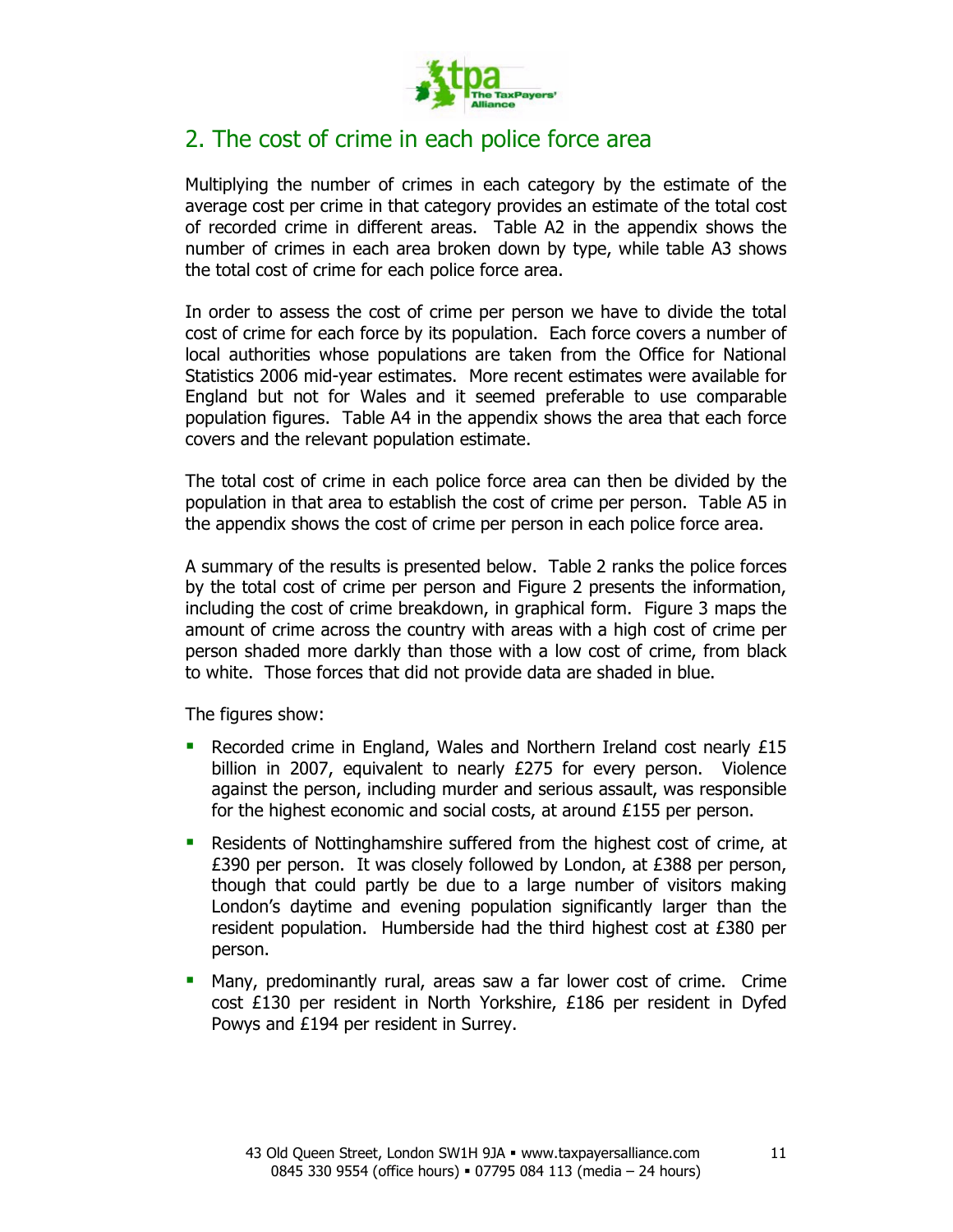## 2. The cost of crime in each police force area

Multiplying the number of crimes in each category by the estimate of the average cost per crime in that category provides an estimate of the total cost of recorded crime in different areas. Table A2 in the appendix shows the number of crimes in each area broken down by type, while table A3 shows the total cost of crime for each police force area.

In order to assess the cost of crime per person we have to divide the total cost of crime for each force by its population. Each force covers a number of local authorities whose populations are taken from the Office for National Statistics 2006 mid-year estimates. More recent estimates were available for England but not for Wales and it seemed preferable to use comparable population figures. Table A4 in the appendix shows the area that each force covers and the relevant population estimate.

The total cost of crime in each police force area can then be divided by the population in that area to establish the cost of crime per person. Table A5 in the appendix shows the cost of crime per person in each police force area.

A summary of the results is presented below. Table 2 ranks the police forces by the total cost of crime per person and Figure 2 presents the information, including the cost of crime breakdown, in graphical form. Figure 3 maps the amount of crime across the country with areas with a high cost of crime per person shaded more darkly than those with a low cost of crime, from black to white. Those forces that did not provide data are shaded in blue.

The figures show:

- Recorded crime in England, Wales and Northern Ireland cost nearly £15 billion in 2007, equivalent to nearly £275 for every person. Violence against the person, including murder and serious assault, was responsible for the highest economic and social costs, at around £155 per person.
- Residents of Nottinghamshire suffered from the highest cost of crime, at £390 per person. It was closely followed by London, at £388 per person, though that could partly be due to a large number of visitors making London's daytime and evening population significantly larger than the resident population. Humberside had the third highest cost at £380 per person.
- Many, predominantly rural, areas saw a far lower cost of crime. Crime cost £130 per resident in North Yorkshire, £186 per resident in Dyfed Powys and £194 per resident in Surrey.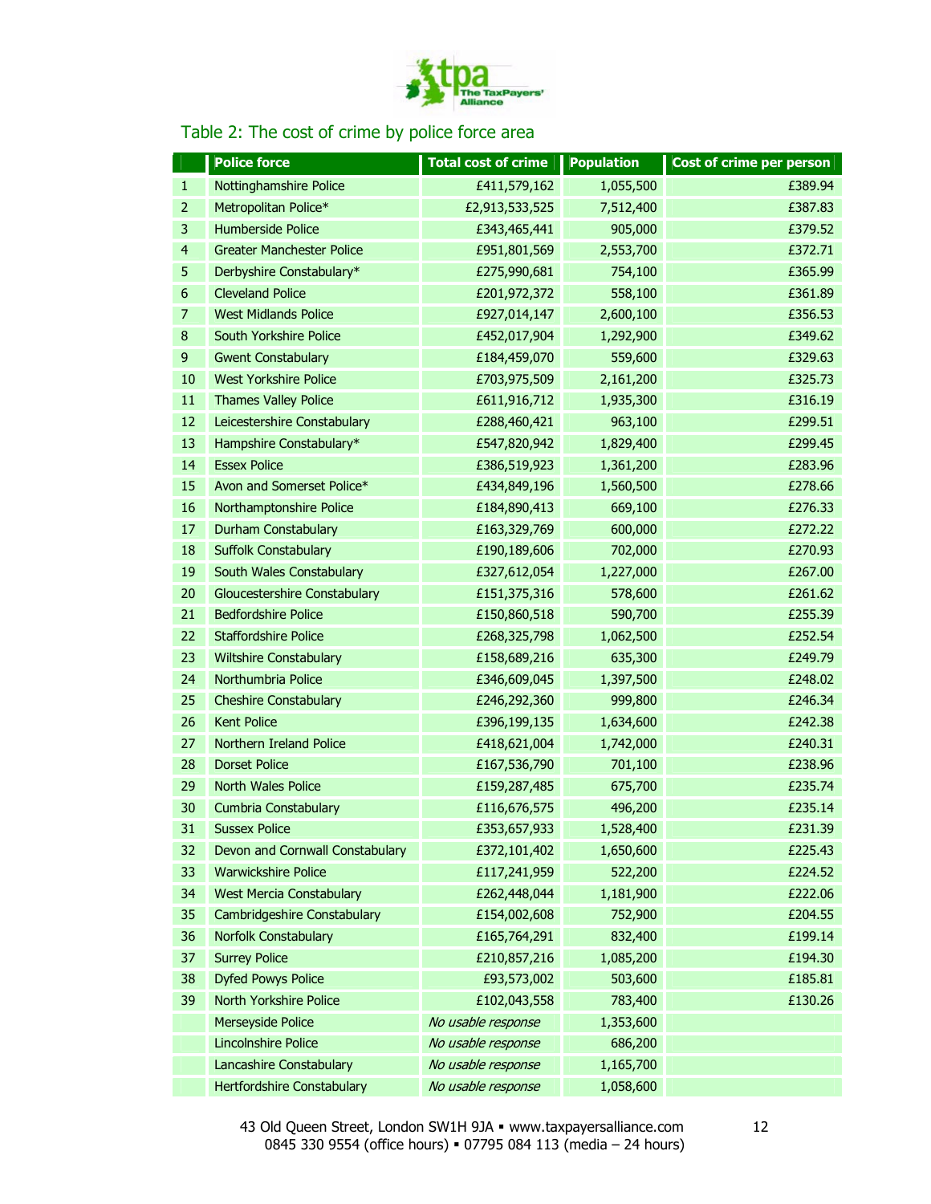## Table 2: The cost of crime by police force area

| | Police force | Total cost of crime | Population | Cost of crime per person |
|---|---|---|---|---|
| 1 | Nottinghamshire Police | £411,579,162 | 1,055,500 | £389.94 |
| 2 | Metropolitan Police* | £2,913,533,525 | 7,512,400 | £387.83 |
| 3 | Humberside Police | £343,465,441 | 905,000 | £379.52 |
| 4 | Greater Manchester Police | £951,801,569 | 2,553,700 | £372.71 |
| 5 | Derbyshire Constabulary* | £275,990,681 | 754,100 | £365.99 |
| 6 | Cleveland Police | £201,972,372 | 558,100 | £361.89 |
| 7 | West Midlands Police | £927,014,147 | 2,600,100 | £356.53 |
| 8 | South Yorkshire Police | £452,017,904 | 1,292,900 | £349.62 |
| 9 | Gwent Constabulary | £184,459,070 | 559,600 | £329.63 |
| 10 | West Yorkshire Police | £703,975,509 | 2,161,200 | £325.73 |
| 11 | Thames Valley Police | £611,916,712 | 1,935,300 | £316.19 |
| 12 | Leicestershire Constabulary | £288,460,421 | 963,100 | £299.51 |
| 13 | Hampshire Constabulary* | £547,820,942 | 1,829,400 | £299.45 |
| 14 | Essex Police | £386,519,923 | 1,361,200 | £283.96 |
| 15 | Avon and Somerset Police* | £434,849,196 | 1,560,500 | £278.66 |
| 16 | Northamptonshire Police | £184,890,413 | 669,100 | £276.33 |
| 17 | Durham Constabulary | £163,329,769 | 600,000 | £272.22 |
| 18 | Suffolk Constabulary | £190,189,606 | 702,000 | £270.93 |
| 19 | South Wales Constabulary | £327,612,054 | 1,227,000 | £267.00 |
| 20 | Gloucestershire Constabulary | £151,375,316 | 578,600 | £261.62 |
| 21 | Bedfordshire Police | £150,860,518 | 590,700 | £255.39 |
| 22 | Staffordshire Police | £268,325,798 | 1,062,500 | £252.54 |
| 23 | Wiltshire Constabulary | £158,689,216 | 635,300 | £249.79 |
| 24 | Northumbria Police | £346,609,045 | 1,397,500 | £248.02 |
| 25 | Cheshire Constabulary | £246,292,360 | 999,800 | £246.34 |
| 26 | Kent Police | £396,199,135 | 1,634,600 | £242.38 |
| 27 | Northern Ireland Police | £418,621,004 | 1,742,000 | £240.31 |
| 28 | Dorset Police | £167,536,790 | 701,100 | £238.96 |
| 29 | North Wales Police | £159,287,485 | 675,700 | £235.74 |
| 30 | Cumbria Constabulary | £116,676,575 | 496,200 | £235.14 |
| 31 | Sussex Police | £353,657,933 | 1,528,400 | £231.39 |
| 32 | Devon and Cornwall Constabulary | £372,101,402 | 1,650,600 | £225.43 |
| 33 | Warwickshire Police | £117,241,959 | 522,200 | £224.52 |
| 34 | West Mercia Constabulary | £262,448,044 | 1,181,900 | £222.06 |
| 35 | Cambridgeshire Constabulary | £154,002,608 | 752,900 | £204.55 |
| 36 | Norfolk Constabulary | £165,764,291 | 832,400 | £199.14 |
| 37 | Surrey Police | £210,857,216 | 1,085,200 | £194.30 |
| 38 | Dyfed Powys Police | £93,573,002 | 503,600 | £185.81 |
| 39 | North Yorkshire Police | £102,043,558 | 783,400 | £130.26 |
| | Merseyside Police | *No usable response* | 1,353,600 | |
| | Lincolnshire Police | *No usable response* | 686,200 | |
| | Lancashire Constabulary | *No usable response* | 1,165,700 | |
| | Hertfordshire Constabulary | *No usable response* | 1,058,600 | |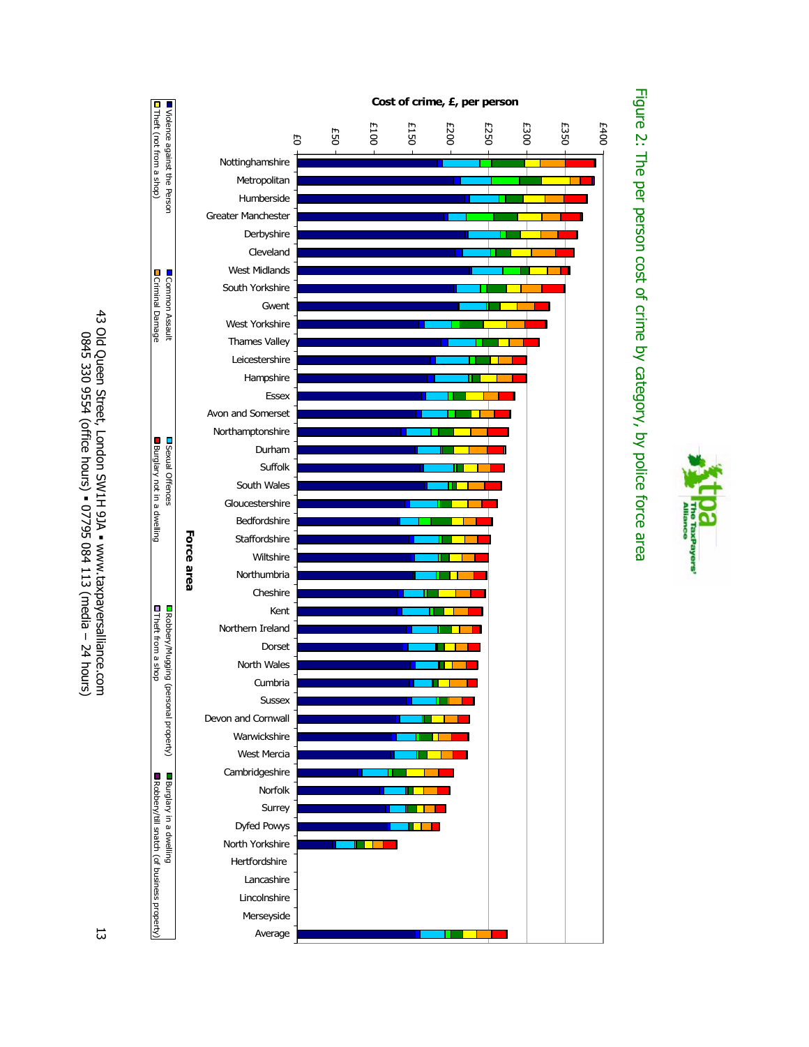# Figure 2: The per person cost of crime by category, by police force area

**Cost of crime, £, per person**

£0 · £50 · £100 · £150 · £200 · £250 · £300 · £350 · £400

**Force area**

Nottinghamshire, Metropolitan, Humberside, Greater Manchester, Derbyshire, Cleveland, West Midlands, South Yorkshire, Gwent, West Yorkshire, Thames Valley, Leicestershire, Hampshire, Essex, Avon and Somerset, Northamptonshire, Durham, Suffolk, South Wales, Gloucestershire, Bedfordshire, Staffordshire, Wiltshire, Northumbria, Cheshire, Kent, Northern Ireland, Dorset, North Wales, Cumbria, Sussex, Devon and Cornwall, Warwickshire, West Mercia, Cambridgeshire, Norfolk, Surrey, Dyfed Powys, North Yorkshire, Hertfordshire, Lancashire, Lincolnshire, Merseyside, Average

Legend:
- Violence against the Person
- Common Assault
- Sexual Offences
- Robbery/Mugging (personal property)
- Burglary in a dwelling
- Theft (not from a shop)
- Criminal Damage
- Burglary not in a dwelling
- Theft from a shop
- Robbery/till snatch (of business property)

43 Old Queen Street, London SW1H 9JA ▪ www.taxpayersalliance.com
0845 330 9554 (office hours) ▪ 07795 084 113 (media – 24 hours)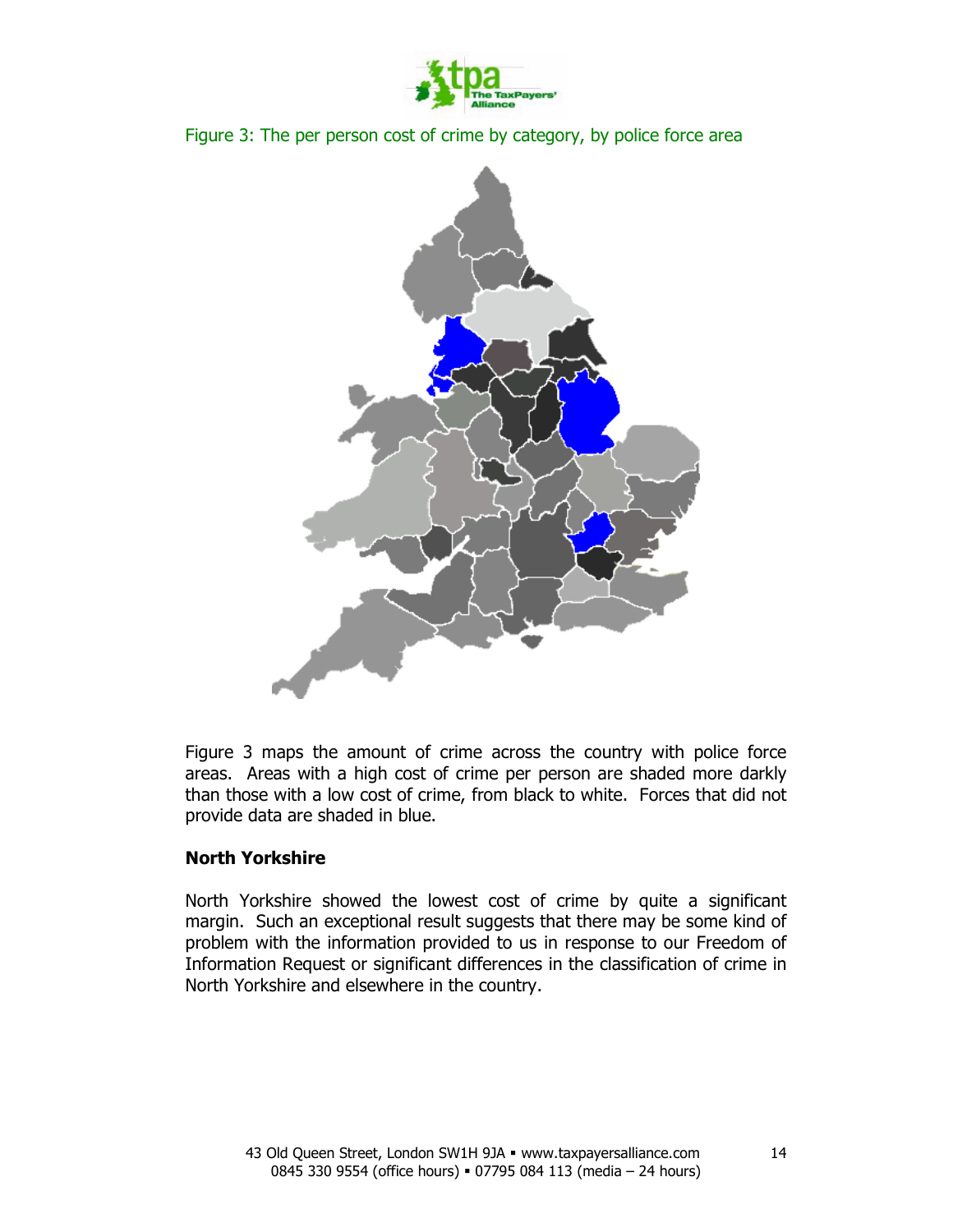Figure 3: The per person cost of crime by category, by police force area

Figure 3 maps the amount of crime across the country with police force areas. Areas with a high cost of crime per person are shaded more darkly than those with a low cost of crime, from black to white. Forces that did not provide data are shaded in blue.

**North Yorkshire**

North Yorkshire showed the lowest cost of crime by quite a significant margin. Such an exceptional result suggests that there may be some kind of problem with the information provided to us in response to our Freedom of Information Request or significant differences in the classification of crime in North Yorkshire and elsewhere in the country.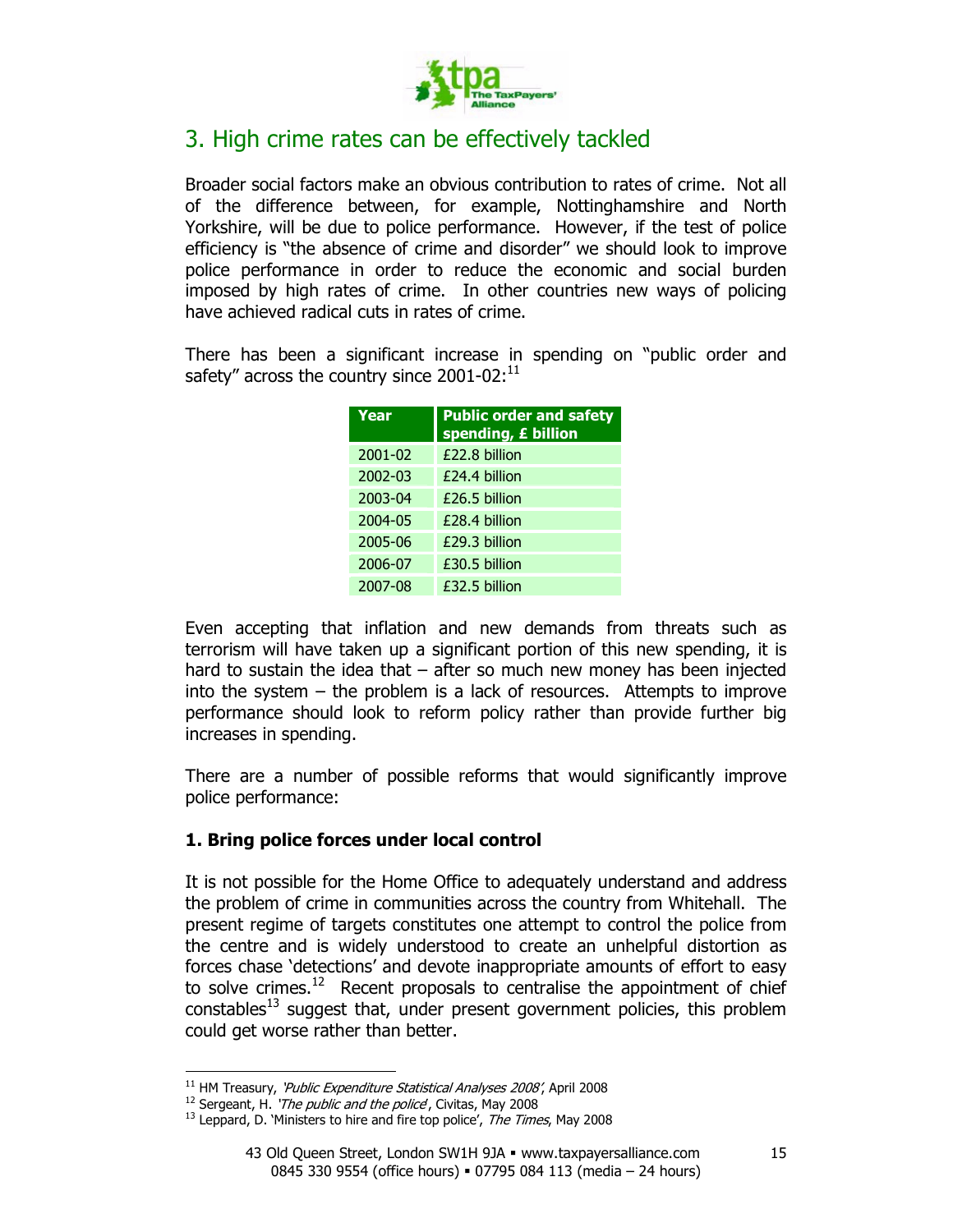## 3. High crime rates can be effectively tackled

Broader social factors make an obvious contribution to rates of crime. Not all of the difference between, for example, Nottinghamshire and North Yorkshire, will be due to police performance. However, if the test of police efficiency is "the absence of crime and disorder" we should look to improve police performance in order to reduce the economic and social burden imposed by high rates of crime. In other countries new ways of policing have achieved radical cuts in rates of crime.

There has been a significant increase in spending on "public order and safety" across the country since 2001-02:[11]

| Year | Public order and safety spending, £ billion |
|---|---|
| 2001-02 | £22.8 billion |
| 2002-03 | £24.4 billion |
| 2003-04 | £26.5 billion |
| 2004-05 | £28.4 billion |
| 2005-06 | £29.3 billion |
| 2006-07 | £30.5 billion |
| 2007-08 | £32.5 billion |

Even accepting that inflation and new demands from threats such as terrorism will have taken up a significant portion of this new spending, it is hard to sustain the idea that – after so much new money has been injected into the system – the problem is a lack of resources. Attempts to improve performance should look to reform policy rather than provide further big increases in spending.

There are a number of possible reforms that would significantly improve police performance:

### 1. Bring police forces under local control

It is not possible for the Home Office to adequately understand and address the problem of crime in communities across the country from Whitehall. The present regime of targets constitutes one attempt to control the police from the centre and is widely understood to create an unhelpful distortion as forces chase 'detections' and devote inappropriate amounts of effort to easy to solve crimes.[12] Recent proposals to centralise the appointment of chief constables[13] suggest that, under present government policies, this problem could get worse rather than better.

---

[11] HM Treasury, *'Public Expenditure Statistical Analyses 2008'*, April 2008

[12] Sergeant, H. *'The public and the police'*, Civitas, May 2008

[13] Leppard, D. 'Ministers to hire and fire top police', *The Times*, May 2008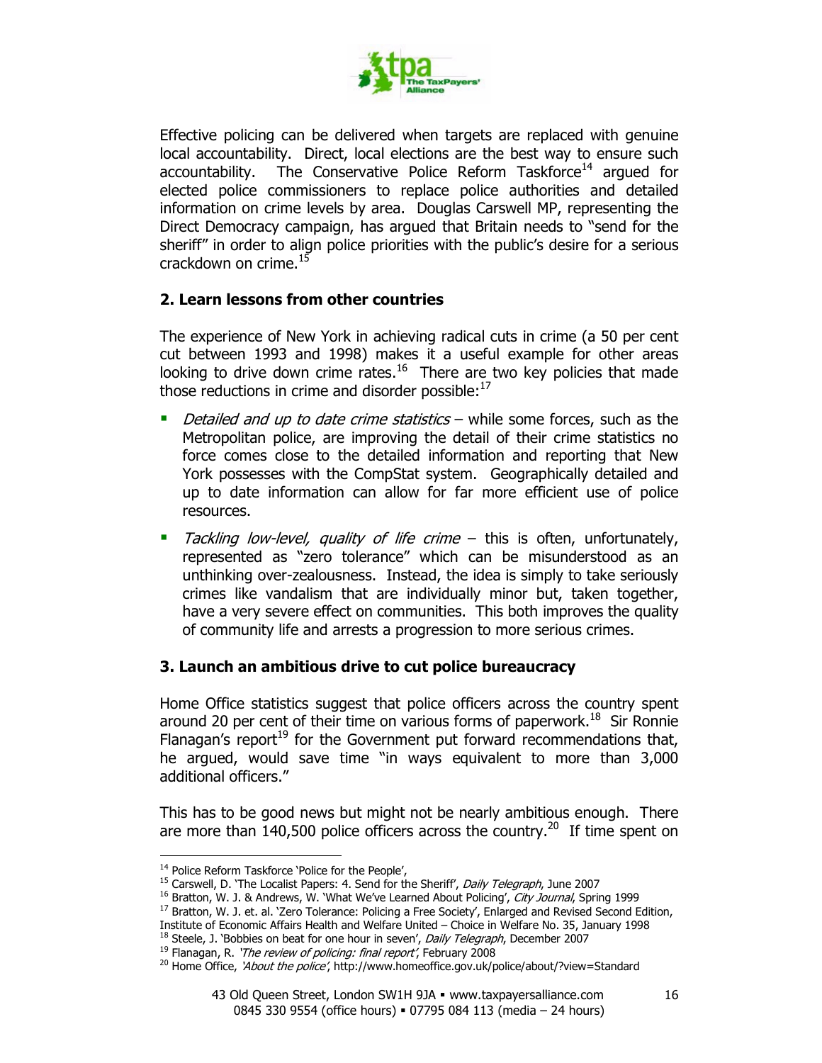Effective policing can be delivered when targets are replaced with genuine local accountability. Direct, local elections are the best way to ensure such accountability. The Conservative Police Reform Taskforce[14] argued for elected police commissioners to replace police authorities and detailed information on crime levels by area. Douglas Carswell MP, representing the Direct Democracy campaign, has argued that Britain needs to "send for the sheriff" in order to align police priorities with the public's desire for a serious crackdown on crime.[15]

### 2. Learn lessons from other countries

The experience of New York in achieving radical cuts in crime (a 50 per cent cut between 1993 and 1998) makes it a useful example for other areas looking to drive down crime rates.[16] There are two key policies that made those reductions in crime and disorder possible:[17]

- *Detailed and up to date crime statistics* – while some forces, such as the Metropolitan police, are improving the detail of their crime statistics no force comes close to the detailed information and reporting that New York possesses with the CompStat system. Geographically detailed and up to date information can allow for far more efficient use of police resources.
- *Tackling low-level, quality of life crime* – this is often, unfortunately, represented as "zero tolerance" which can be misunderstood as an unthinking over-zealousness. Instead, the idea is simply to take seriously crimes like vandalism that are individually minor but, taken together, have a very severe effect on communities. This both improves the quality of community life and arrests a progression to more serious crimes.

### 3. Launch an ambitious drive to cut police bureaucracy

Home Office statistics suggest that police officers across the country spent around 20 per cent of their time on various forms of paperwork.[18] Sir Ronnie Flanagan's report[19] for the Government put forward recommendations that, he argued, would save time "in ways equivalent to more than 3,000 additional officers."

This has to be good news but might not be nearly ambitious enough. There are more than 140,500 police officers across the country.[20] If time spent on

---

[14] Police Reform Taskforce 'Police for the People',

[15] Carswell, D. 'The Localist Papers: 4. Send for the Sheriff', *Daily Telegraph*, June 2007

[16] Bratton, W. J. & Andrews, W. 'What We've Learned About Policing', *City Journal*, Spring 1999

[17] Bratton, W. J. et. al. 'Zero Tolerance: Policing a Free Society', Enlarged and Revised Second Edition, Institute of Economic Affairs Health and Welfare United – Choice in Welfare No. 35, January 1998

[18] Steele, J. 'Bobbies on beat for one hour in seven', *Daily Telegraph*, December 2007

[19] Flanagan, R. *'The review of policing: final report'*, February 2008

[20] Home Office, *'About the police'*, http://www.homeoffice.gov.uk/police/about/?view=Standard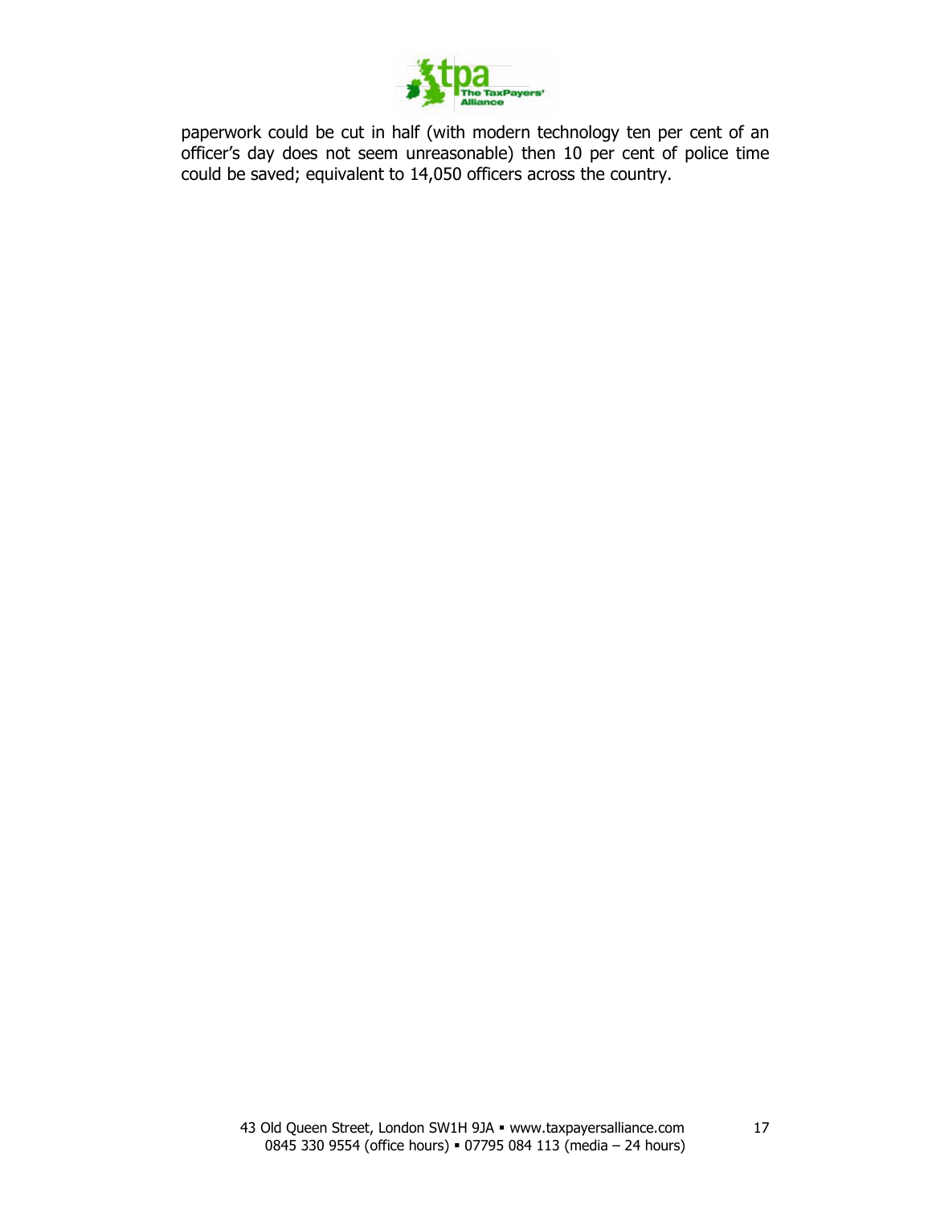paperwork could be cut in half (with modern technology ten per cent of an officer's day does not seem unreasonable) then 10 per cent of police time could be saved; equivalent to 14,050 officers across the country.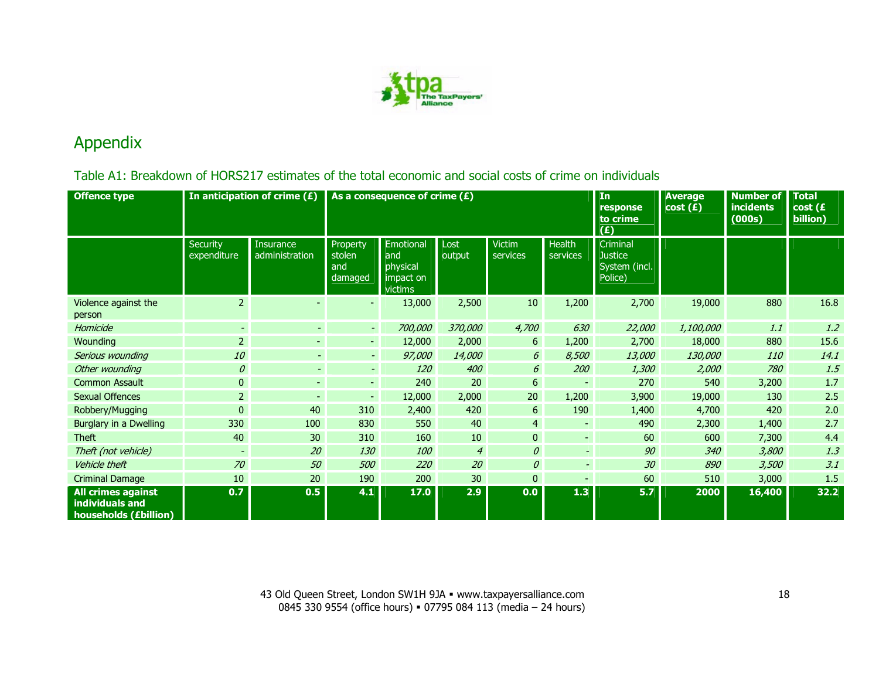# Appendix

Table A1: Breakdown of HORS217 estimates of the total economic and social costs of crime on individuals

| Offence type | In anticipation of crime (£) | | As a consequence of crime (£) | | | | | In response to crime (£) | Average cost (£) | Number of incidents (000s) | Total cost (£ billion) |
|---|---|---|---|---|---|---|---|---|---|---|---|
| | Security expenditure | Insurance administration | Property stolen and damaged | Emotional and physical impact on victims | Lost output | Victim services | Health services | Criminal Justice System (incl. Police) | | | |
| Violence against the person | 2 | - | - | 13,000 | 2,500 | 10 | 1,200 | 2,700 | 19,000 | 880 | 16.8 |
| *Homicide* | *-* | *-* | *-* | *700,000* | *370,000* | *4,700* | *630* | *22,000* | *1,100,000* | *1.1* | *1.2* |
| Wounding | 2 | - | - | 12,000 | 2,000 | 6 | 1,200 | 2,700 | 18,000 | 880 | 15.6 |
| *Serious wounding* | *10* | *-* | *-* | *97,000* | *14,000* | *6* | *8,500* | *13,000* | *130,000* | *110* | *14.1* |
| *Other wounding* | *0* | *-* | *-* | *120* | *400* | *6* | *200* | *1,300* | *2,000* | *780* | *1.5* |
| Common Assault | 0 | - | - | 240 | 20 | 6 | - | 270 | 540 | 3,200 | 1.7 |
| Sexual Offences | 2 | - | - | 12,000 | 2,000 | 20 | 1,200 | 3,900 | 19,000 | 130 | 2.5 |
| Robbery/Mugging | 0 | 40 | 310 | 2,400 | 420 | 6 | 190 | 1,400 | 4,700 | 420 | 2.0 |
| Burglary in a Dwelling | 330 | 100 | 830 | 550 | 40 | 4 | - | 490 | 2,300 | 1,400 | 2.7 |
| Theft | 40 | 30 | 310 | 160 | 10 | 0 | - | 60 | 600 | 7,300 | 4.4 |
| *Theft (not vehicle)* | *-* | *20* | *130* | *100* | *4* | *0* | *-* | *90* | *340* | *3,800* | *1.3* |
| *Vehicle theft* | *70* | *50* | *500* | *220* | *20* | *0* | *-* | *30* | *890* | *3,500* | *3.1* |
| Criminal Damage | 10 | 20 | 190 | 200 | 30 | 0 | - | 60 | 510 | 3,000 | 1.5 |
| **All crimes against individuals and households (£billion)** | **0.7** | **0.5** | **4.1** | **17.0** | **2.9** | **0.0** | **1.3** | **5.7** | **2000** | **16,400** | **32.2** |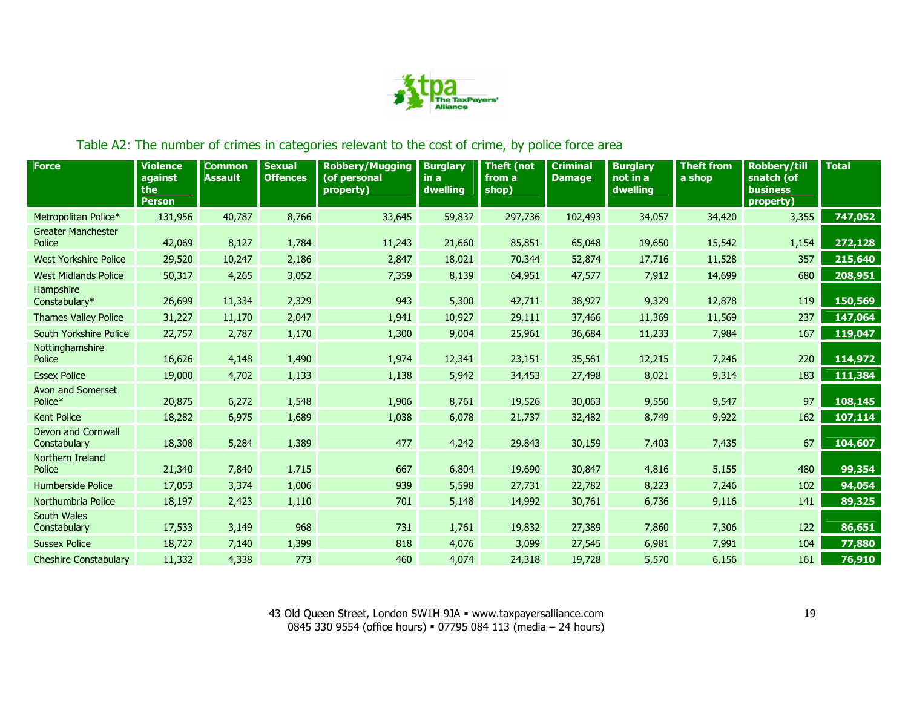Table A2: The number of crimes in categories relevant to the cost of crime, by police force area

| Force | Violence against the Person | Common Assault | Sexual Offences | Robbery/Mugging (of personal property) | Burglary in a dwelling | Theft (not from a shop) | Criminal Damage | Burglary not in a dwelling | Theft from a shop | Robbery/till snatch (of business property) | Total |
|---|---|---|---|---|---|---|---|---|---|---|---|
| Metropolitan Police* | 131,956 | 40,787 | 8,766 | 33,645 | 59,837 | 297,736 | 102,493 | 34,057 | 34,420 | 3,355 | **747,052** |
| Greater Manchester Police | 42,069 | 8,127 | 1,784 | 11,243 | 21,660 | 85,851 | 65,048 | 19,650 | 15,542 | 1,154 | **272,128** |
| West Yorkshire Police | 29,520 | 10,247 | 2,186 | 2,847 | 18,021 | 70,344 | 52,874 | 17,716 | 11,528 | 357 | **215,640** |
| West Midlands Police | 50,317 | 4,265 | 3,052 | 7,359 | 8,139 | 64,951 | 47,577 | 7,912 | 14,699 | 680 | **208,951** |
| Hampshire Constabulary* | 26,699 | 11,334 | 2,329 | 943 | 5,300 | 42,711 | 38,927 | 9,329 | 12,878 | 119 | **150,569** |
| Thames Valley Police | 31,227 | 11,170 | 2,047 | 1,941 | 10,927 | 29,111 | 37,466 | 11,369 | 11,569 | 237 | **147,064** |
| South Yorkshire Police | 22,757 | 2,787 | 1,170 | 1,300 | 9,004 | 25,961 | 36,684 | 11,233 | 7,984 | 167 | **119,047** |
| Nottinghamshire Police | 16,626 | 4,148 | 1,490 | 1,974 | 12,341 | 23,151 | 35,561 | 12,215 | 7,246 | 220 | **114,972** |
| Essex Police | 19,000 | 4,702 | 1,133 | 1,138 | 5,942 | 34,453 | 27,498 | 8,021 | 9,314 | 183 | **111,384** |
| Avon and Somerset Police* | 20,875 | 6,272 | 1,548 | 1,906 | 8,761 | 19,526 | 30,063 | 9,550 | 9,547 | 97 | **108,145** |
| Kent Police | 18,282 | 6,975 | 1,689 | 1,038 | 6,078 | 21,737 | 32,482 | 8,749 | 9,922 | 162 | **107,114** |
| Devon and Cornwall Constabulary | 18,308 | 5,284 | 1,389 | 477 | 4,242 | 29,843 | 30,159 | 7,403 | 7,435 | 67 | **104,607** |
| Northern Ireland Police | 21,340 | 7,840 | 1,715 | 667 | 6,804 | 19,690 | 30,847 | 4,816 | 5,155 | 480 | **99,354** |
| Humberside Police | 17,053 | 3,374 | 1,006 | 939 | 5,598 | 27,731 | 22,782 | 8,223 | 7,246 | 102 | **94,054** |
| Northumbria Police | 18,197 | 2,423 | 1,110 | 701 | 5,148 | 14,992 | 30,761 | 6,736 | 9,116 | 141 | **89,325** |
| South Wales Constabulary | 17,533 | 3,149 | 968 | 731 | 1,761 | 19,832 | 27,389 | 7,860 | 7,306 | 122 | **86,651** |
| Sussex Police | 18,727 | 7,140 | 1,399 | 818 | 4,076 | 3,099 | 27,545 | 6,981 | 7,991 | 104 | **77,880** |
| Cheshire Constabulary | 11,332 | 4,338 | 773 | 460 | 4,074 | 24,318 | 19,728 | 5,570 | 6,156 | 161 | **76,910** |

43 Old Queen Street, London SW1H 9JA ▪ www.taxpayersalliance.com
0845 330 9554 (office hours) ▪ 07795 084 113 (media – 24 hours)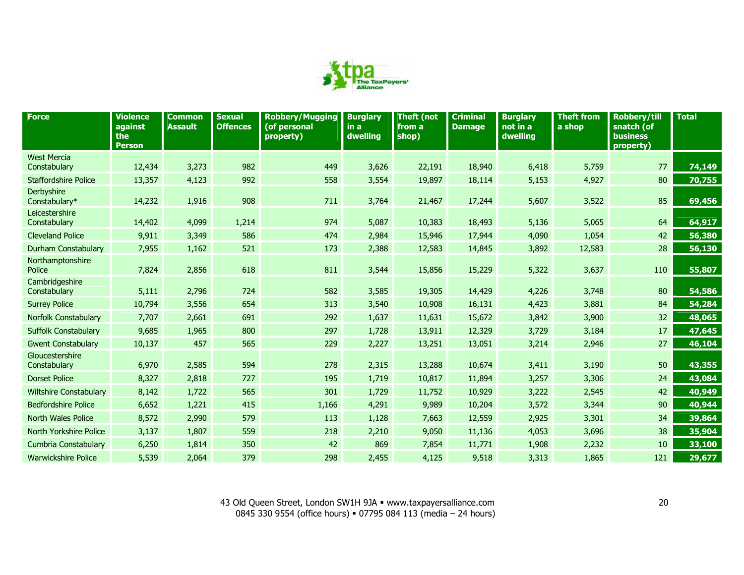| Force | Violence against the Person | Common Assault | Sexual Offences | Robbery/Mugging (of personal property) | Burglary in a dwelling | Theft (not from a shop) | Criminal Damage | Burglary not in a dwelling | Theft from a shop | Robbery/till snatch (of business property) | Total |
|---|---|---|---|---|---|---|---|---|---|---|---|
| West Mercia Constabulary | 12,434 | 3,273 | 982 | 449 | 3,626 | 22,191 | 18,940 | 6,418 | 5,759 | 77 | **74,149** |
| Staffordshire Police | 13,357 | 4,123 | 992 | 558 | 3,554 | 19,897 | 18,114 | 5,153 | 4,927 | 80 | **70,755** |
| Derbyshire Constabulary* | 14,232 | 1,916 | 908 | 711 | 3,764 | 21,467 | 17,244 | 5,607 | 3,522 | 85 | **69,456** |
| Leicestershire Constabulary | 14,402 | 4,099 | 1,214 | 974 | 5,087 | 10,383 | 18,493 | 5,136 | 5,065 | 64 | **64,917** |
| Cleveland Police | 9,911 | 3,349 | 586 | 474 | 2,984 | 15,946 | 17,944 | 4,090 | 1,054 | 42 | **56,380** |
| Durham Constabulary | 7,955 | 1,162 | 521 | 173 | 2,388 | 12,583 | 14,845 | 3,892 | 12,583 | 28 | **56,130** |
| Northamptonshire Police | 7,824 | 2,856 | 618 | 811 | 3,544 | 15,856 | 15,229 | 5,322 | 3,637 | 110 | **55,807** |
| Cambridgeshire Constabulary | 5,111 | 2,796 | 724 | 582 | 3,585 | 19,305 | 14,429 | 4,226 | 3,748 | 80 | **54,586** |
| Surrey Police | 10,794 | 3,556 | 654 | 313 | 3,540 | 10,908 | 16,131 | 4,423 | 3,881 | 84 | **54,284** |
| Norfolk Constabulary | 7,707 | 2,661 | 691 | 292 | 1,637 | 11,631 | 15,672 | 3,842 | 3,900 | 32 | **48,065** |
| Suffolk Constabulary | 9,685 | 1,965 | 800 | 297 | 1,728 | 13,911 | 12,329 | 3,729 | 3,184 | 17 | **47,645** |
| Gwent Constabulary | 10,137 | 457 | 565 | 229 | 2,227 | 13,251 | 13,051 | 3,214 | 2,946 | 27 | **46,104** |
| Gloucestershire Constabulary | 6,970 | 2,585 | 594 | 278 | 2,315 | 13,288 | 10,674 | 3,411 | 3,190 | 50 | **43,355** |
| Dorset Police | 8,327 | 2,818 | 727 | 195 | 1,719 | 10,817 | 11,894 | 3,257 | 3,306 | 24 | **43,084** |
| Wiltshire Constabulary | 8,142 | 1,722 | 565 | 301 | 1,729 | 11,752 | 10,929 | 3,222 | 2,545 | 42 | **40,949** |
| Bedfordshire Police | 6,652 | 1,221 | 415 | 1,166 | 4,291 | 9,989 | 10,204 | 3,572 | 3,344 | 90 | **40,944** |
| North Wales Police | 8,572 | 2,990 | 579 | 113 | 1,128 | 7,663 | 12,559 | 2,925 | 3,301 | 34 | **39,864** |
| North Yorkshire Police | 3,137 | 1,807 | 559 | 218 | 2,210 | 9,050 | 11,136 | 4,053 | 3,696 | 38 | **35,904** |
| Cumbria Constabulary | 6,250 | 1,814 | 350 | 42 | 869 | 7,854 | 11,771 | 1,908 | 2,232 | 10 | **33,100** |
| Warwickshire Police | 5,539 | 2,064 | 379 | 298 | 2,455 | 4,125 | 9,518 | 3,313 | 1,865 | 121 | **29,677** |

43 Old Queen Street, London SW1H 9JA ▪ www.taxpayersalliance.com
0845 330 9554 (office hours) ▪ 07795 084 113 (media – 24 hours)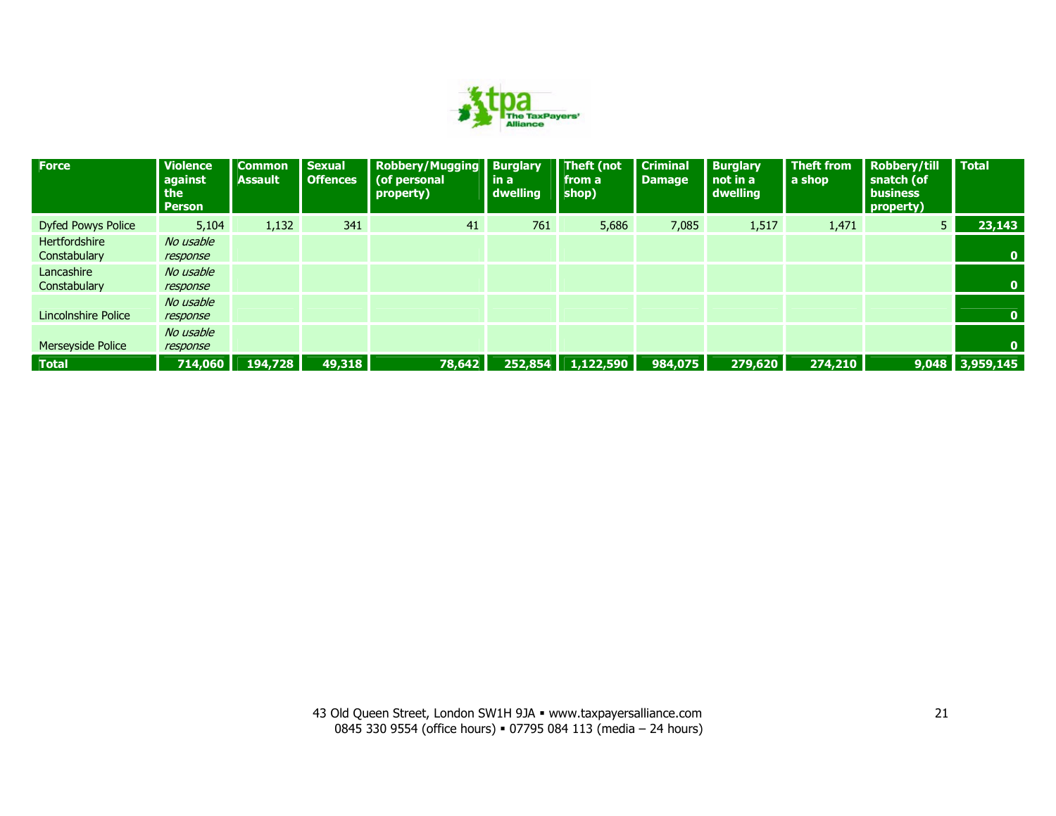| Force | Violence against the Person | Common Assault | Sexual Offences | Robbery/Mugging (of personal property) | Burglary in a dwelling | Theft (not from a shop) | Criminal Damage | Burglary not in a dwelling | Theft from a shop | Robbery/till snatch (of business property) | Total |
|---|---|---|---|---|---|---|---|---|---|---|---|
| Dyfed Powys Police | 5,104 | 1,132 | 341 | 41 | 761 | 5,686 | 7,085 | 1,517 | 1,471 | 5 | **23,143** |
| Hertfordshire Constabulary | *No usable response* | | | | | | | | | | **0** |
| Lancashire Constabulary | *No usable response* | | | | | | | | | | **0** |
| Lincolnshire Police | *No usable response* | | | | | | | | | | **0** |
| Merseyside Police | *No usable response* | | | | | | | | | | **0** |
| **Total** | **714,060** | **194,728** | **49,318** | **78,642** | **252,854** | **1,122,590** | **984,075** | **279,620** | **274,210** | **9,048** | **3,959,145** |

43 Old Queen Street, London SW1H 9JA ▪ www.taxpayersalliance.com
0845 330 9554 (office hours) ▪ 07795 084 113 (media – 24 hours)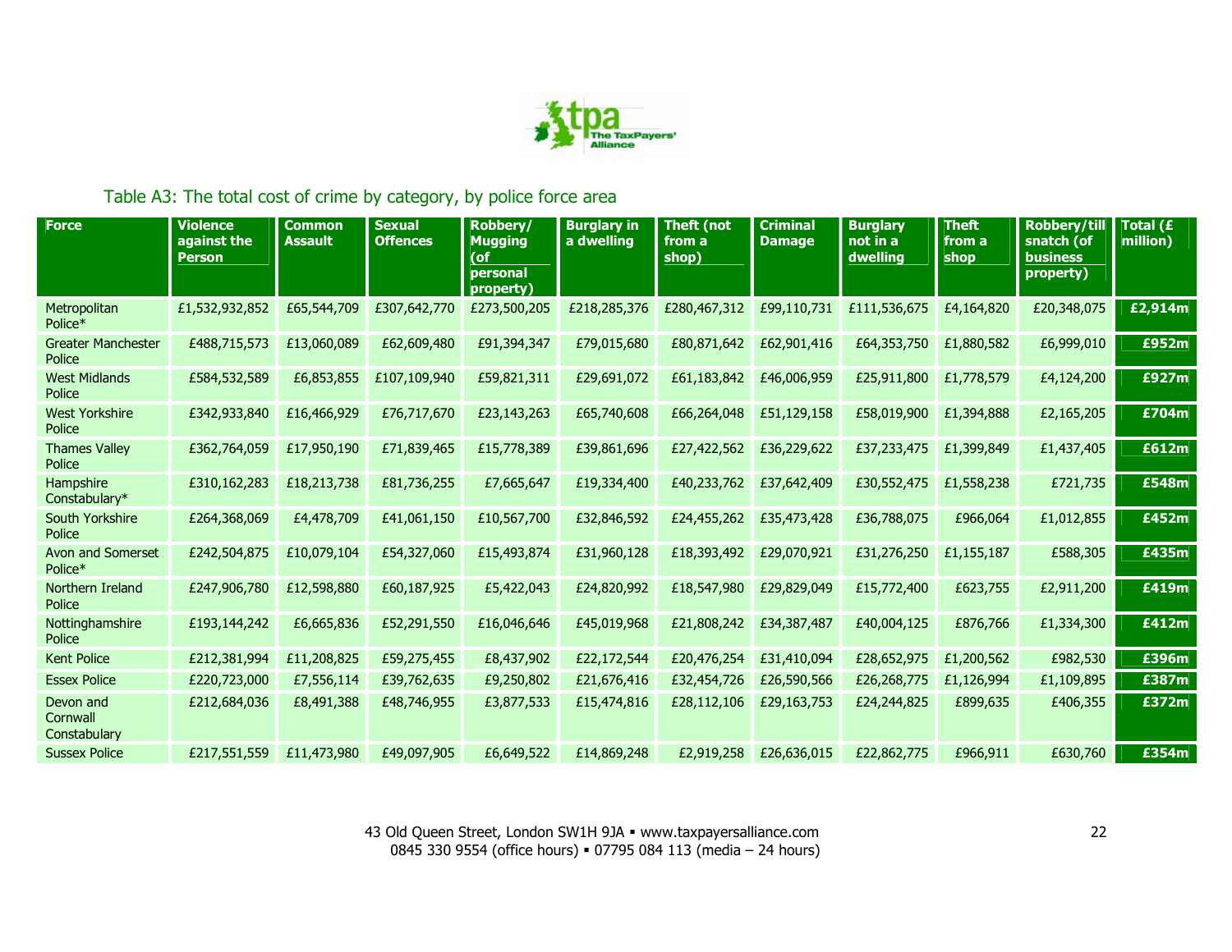Table A3: The total cost of crime by category, by police force area

| Force | Violence against the Person | Common Assault | Sexual Offences | Robbery/ Mugging (of personal property) | Burglary in a dwelling | Theft (not from a shop) | Criminal Damage | Burglary not in a dwelling | Theft from a shop | Robbery/till snatch (of business property) | Total (£ million) |
|---|---|---|---|---|---|---|---|---|---|---|---|
| Metropolitan Police* | £1,532,932,852 | £65,544,709 | £307,642,770 | £273,500,205 | £218,285,376 | £280,467,312 | £99,110,731 | £111,536,675 | £4,164,820 | £20,348,075 | **£2,914m** |
| Greater Manchester Police | £488,715,573 | £13,060,089 | £62,609,480 | £91,394,347 | £79,015,680 | £80,871,642 | £62,901,416 | £64,353,750 | £1,880,582 | £6,999,010 | **£952m** |
| West Midlands Police | £584,532,589 | £6,853,855 | £107,109,940 | £59,821,311 | £29,691,072 | £61,183,842 | £46,006,959 | £25,911,800 | £1,778,579 | £4,124,200 | **£927m** |
| West Yorkshire Police | £342,933,840 | £16,466,929 | £76,717,670 | £23,143,263 | £65,740,608 | £66,264,048 | £51,129,158 | £58,019,900 | £1,394,888 | £2,165,205 | **£704m** |
| Thames Valley Police | £362,764,059 | £17,950,190 | £71,839,465 | £15,778,389 | £39,861,696 | £27,422,562 | £36,229,622 | £37,233,475 | £1,399,849 | £1,437,405 | **£612m** |
| Hampshire Constabulary* | £310,162,283 | £18,213,738 | £81,736,255 | £7,665,647 | £19,334,400 | £40,233,762 | £37,642,409 | £30,552,475 | £1,558,238 | £721,735 | **£548m** |
| South Yorkshire Police | £264,368,069 | £4,478,709 | £41,061,150 | £10,567,700 | £32,846,592 | £24,455,262 | £35,473,428 | £36,788,075 | £966,064 | £1,012,855 | **£452m** |
| Avon and Somerset Police* | £242,504,875 | £10,079,104 | £54,327,060 | £15,493,874 | £31,960,128 | £18,393,492 | £29,070,921 | £31,276,250 | £1,155,187 | £588,305 | **£435m** |
| Northern Ireland Police | £247,906,780 | £12,598,880 | £60,187,925 | £5,422,043 | £24,820,992 | £18,547,980 | £29,829,049 | £15,772,400 | £623,755 | £2,911,200 | **£419m** |
| Nottinghamshire Police | £193,144,242 | £6,665,836 | £52,291,550 | £16,046,646 | £45,019,968 | £21,808,242 | £34,387,487 | £40,004,125 | £876,766 | £1,334,300 | **£412m** |
| Kent Police | £212,381,994 | £11,208,825 | £59,275,455 | £8,437,902 | £22,172,544 | £20,476,254 | £31,410,094 | £28,652,975 | £1,200,562 | £982,530 | **£396m** |
| Essex Police | £220,723,000 | £7,556,114 | £39,762,635 | £9,250,802 | £21,676,416 | £32,454,726 | £26,590,566 | £26,268,775 | £1,126,994 | £1,109,895 | **£387m** |
| Devon and Cornwall Constabulary | £212,684,036 | £8,491,388 | £48,746,955 | £3,877,533 | £15,474,816 | £28,112,106 | £29,163,753 | £24,244,825 | £899,635 | £406,355 | **£372m** |
| Sussex Police | £217,551,559 | £11,473,980 | £49,097,905 | £6,649,522 | £14,869,248 | £2,919,258 | £26,636,015 | £22,862,775 | £966,911 | £630,760 | **£354m** |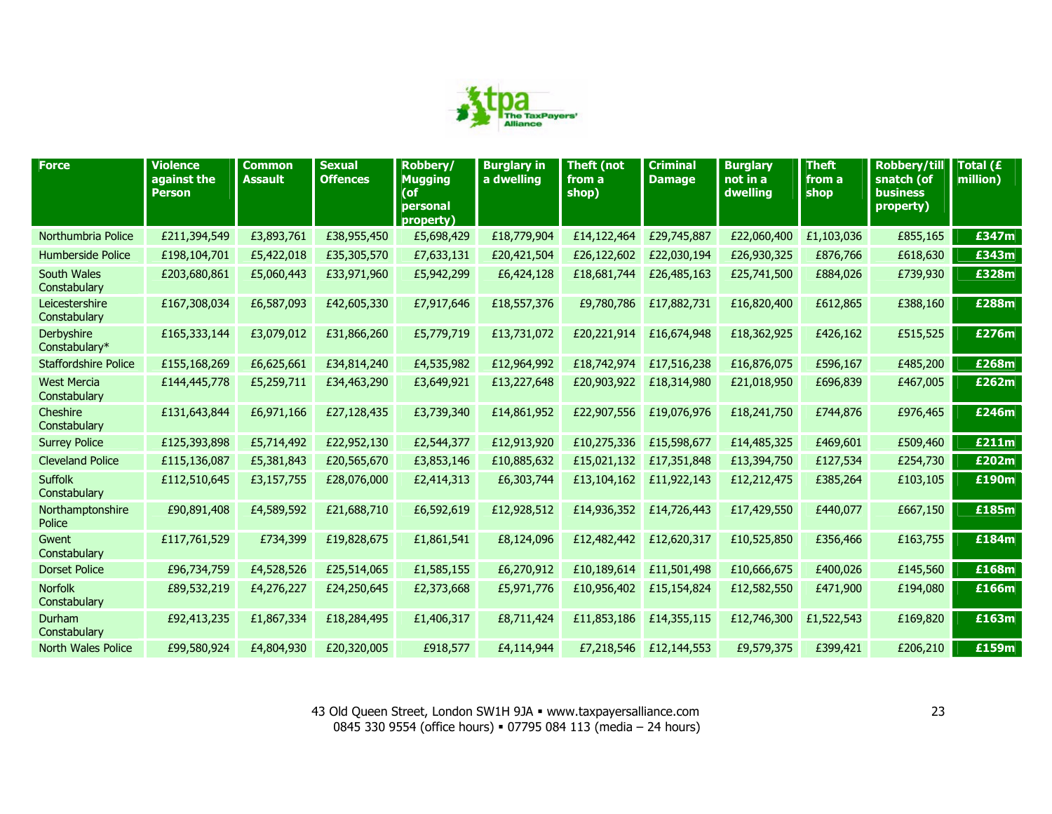| Force | Violence against the Person | Common Assault | Sexual Offences | Robbery/ Mugging (of personal property) | Burglary in a dwelling | Theft (not from a shop) | Criminal Damage | Burglary not in a dwelling | Theft from a shop | Robbery/till snatch (of business property) | Total (£ million) |
|---|---|---|---|---|---|---|---|---|---|---|---|
| Northumbria Police | £211,394,549 | £3,893,761 | £38,955,450 | £5,698,429 | £18,779,904 | £14,122,464 | £29,745,887 | £22,060,400 | £1,103,036 | £855,165 | **£347m** |
| Humberside Police | £198,104,701 | £5,422,018 | £35,305,570 | £7,633,131 | £20,421,504 | £26,122,602 | £22,030,194 | £26,930,325 | £876,766 | £618,630 | **£343m** |
| South Wales Constabulary | £203,680,861 | £5,060,443 | £33,971,960 | £5,942,299 | £6,424,128 | £18,681,744 | £26,485,163 | £25,741,500 | £884,026 | £739,930 | **£328m** |
| Leicestershire Constabulary | £167,308,034 | £6,587,093 | £42,605,330 | £7,917,646 | £18,557,376 | £9,780,786 | £17,882,731 | £16,820,400 | £612,865 | £388,160 | **£288m** |
| Derbyshire Constabulary* | £165,333,144 | £3,079,012 | £31,866,260 | £5,779,719 | £13,731,072 | £20,221,914 | £16,674,948 | £18,362,925 | £426,162 | £515,525 | **£276m** |
| Staffordshire Police | £155,168,269 | £6,625,661 | £34,814,240 | £4,535,982 | £12,964,992 | £18,742,974 | £17,516,238 | £16,876,075 | £596,167 | £485,200 | **£268m** |
| West Mercia Constabulary | £144,445,778 | £5,259,711 | £34,463,290 | £3,649,921 | £13,227,648 | £20,903,922 | £18,314,980 | £21,018,950 | £696,839 | £467,005 | **£262m** |
| Cheshire Constabulary | £131,643,844 | £6,971,166 | £27,128,435 | £3,739,340 | £14,861,952 | £22,907,556 | £19,076,976 | £18,241,750 | £744,876 | £976,465 | **£246m** |
| Surrey Police | £125,393,898 | £5,714,492 | £22,952,130 | £2,544,377 | £12,913,920 | £10,275,336 | £15,598,677 | £14,485,325 | £469,601 | £509,460 | **£211m** |
| Cleveland Police | £115,136,087 | £5,381,843 | £20,565,670 | £3,853,146 | £10,885,632 | £15,021,132 | £17,351,848 | £13,394,750 | £127,534 | £254,730 | **£202m** |
| Suffolk Constabulary | £112,510,645 | £3,157,755 | £28,076,000 | £2,414,313 | £6,303,744 | £13,104,162 | £11,922,143 | £12,212,475 | £385,264 | £103,105 | **£190m** |
| Northamptonshire Police | £90,891,408 | £4,589,592 | £21,688,710 | £6,592,619 | £12,928,512 | £14,936,352 | £14,726,443 | £17,429,550 | £440,077 | £667,150 | **£185m** |
| Gwent Constabulary | £117,761,529 | £734,399 | £19,828,675 | £1,861,541 | £8,124,096 | £12,482,442 | £12,620,317 | £10,525,850 | £356,466 | £163,755 | **£184m** |
| Dorset Police | £96,734,759 | £4,528,526 | £25,514,065 | £1,585,155 | £6,270,912 | £10,189,614 | £11,501,498 | £10,666,675 | £400,026 | £145,560 | **£168m** |
| Norfolk Constabulary | £89,532,219 | £4,276,227 | £24,250,645 | £2,373,668 | £5,971,776 | £10,956,402 | £15,154,824 | £12,582,550 | £471,900 | £194,080 | **£166m** |
| Durham Constabulary | £92,413,235 | £1,867,334 | £18,284,495 | £1,406,317 | £8,711,424 | £11,853,186 | £14,355,115 | £12,746,300 | £1,522,543 | £169,820 | **£163m** |
| North Wales Police | £99,580,924 | £4,804,930 | £20,320,005 | £918,577 | £4,114,944 | £7,218,546 | £12,144,553 | £9,579,375 | £399,421 | £206,210 | **£159m** |

43 Old Queen Street, London SW1H 9JA ▪ www.taxpayersalliance.com
0845 330 9554 (office hours) ▪ 07795 084 113 (media – 24 hours)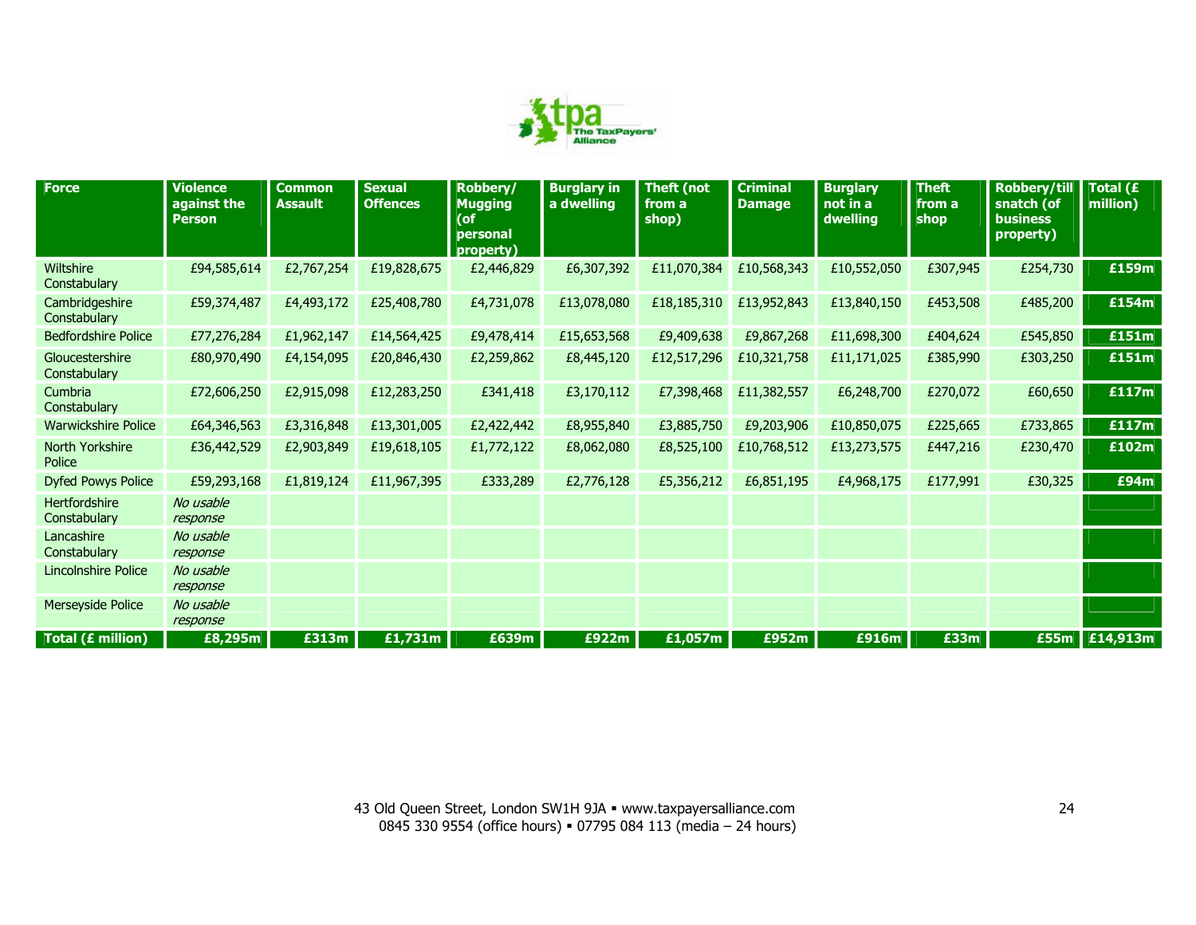| Force | Violence against the Person | Common Assault | Sexual Offences | Robbery/ Mugging (of personal property) | Burglary in a dwelling | Theft (not from a shop) | Criminal Damage | Burglary not in a dwelling | Theft from a shop | Robbery/till snatch (of business property) | Total (£ million) |
|---|---|---|---|---|---|---|---|---|---|---|---|
| Wiltshire Constabulary | £94,585,614 | £2,767,254 | £19,828,675 | £2,446,829 | £6,307,392 | £11,070,384 | £10,568,343 | £10,552,050 | £307,945 | £254,730 | **£159m** |
| Cambridgeshire Constabulary | £59,374,487 | £4,493,172 | £25,408,780 | £4,731,078 | £13,078,080 | £18,185,310 | £13,952,843 | £13,840,150 | £453,508 | £485,200 | **£154m** |
| Bedfordshire Police | £77,276,284 | £1,962,147 | £14,564,425 | £9,478,414 | £15,653,568 | £9,409,638 | £9,867,268 | £11,698,300 | £404,624 | £545,850 | **£151m** |
| Gloucestershire Constabulary | £80,970,490 | £4,154,095 | £20,846,430 | £2,259,862 | £8,445,120 | £12,517,296 | £10,321,758 | £11,171,025 | £385,990 | £303,250 | **£151m** |
| Cumbria Constabulary | £72,606,250 | £2,915,098 | £12,283,250 | £341,418 | £3,170,112 | £7,398,468 | £11,382,557 | £6,248,700 | £270,072 | £60,650 | **£117m** |
| Warwickshire Police | £64,346,563 | £3,316,848 | £13,301,005 | £2,422,442 | £8,955,840 | £3,885,750 | £9,203,906 | £10,850,075 | £225,665 | £733,865 | **£117m** |
| North Yorkshire Police | £36,442,529 | £2,903,849 | £19,618,105 | £1,772,122 | £8,062,080 | £8,525,100 | £10,768,512 | £13,273,575 | £447,216 | £230,470 | **£102m** |
| Dyfed Powys Police | £59,293,168 | £1,819,124 | £11,967,395 | £333,289 | £2,776,128 | £5,356,212 | £6,851,195 | £4,968,175 | £177,991 | £30,325 | **£94m** |
| Hertfordshire Constabulary | *No usable response* | | | | | | | | | | |
| Lancashire Constabulary | *No usable response* | | | | | | | | | | |
| Lincolnshire Police | *No usable response* | | | | | | | | | | |
| Merseyside Police | *No usable response* | | | | | | | | | | |
| **Total (£ million)** | **£8,295m** | **£313m** | **£1,731m** | **£639m** | **£922m** | **£1,057m** | **£952m** | **£916m** | **£33m** | **£55m** | **£14,913m** |

43 Old Queen Street, London SW1H 9JA ▪ www.taxpayersalliance.com
0845 330 9554 (office hours) ▪ 07795 084 113 (media – 24 hours)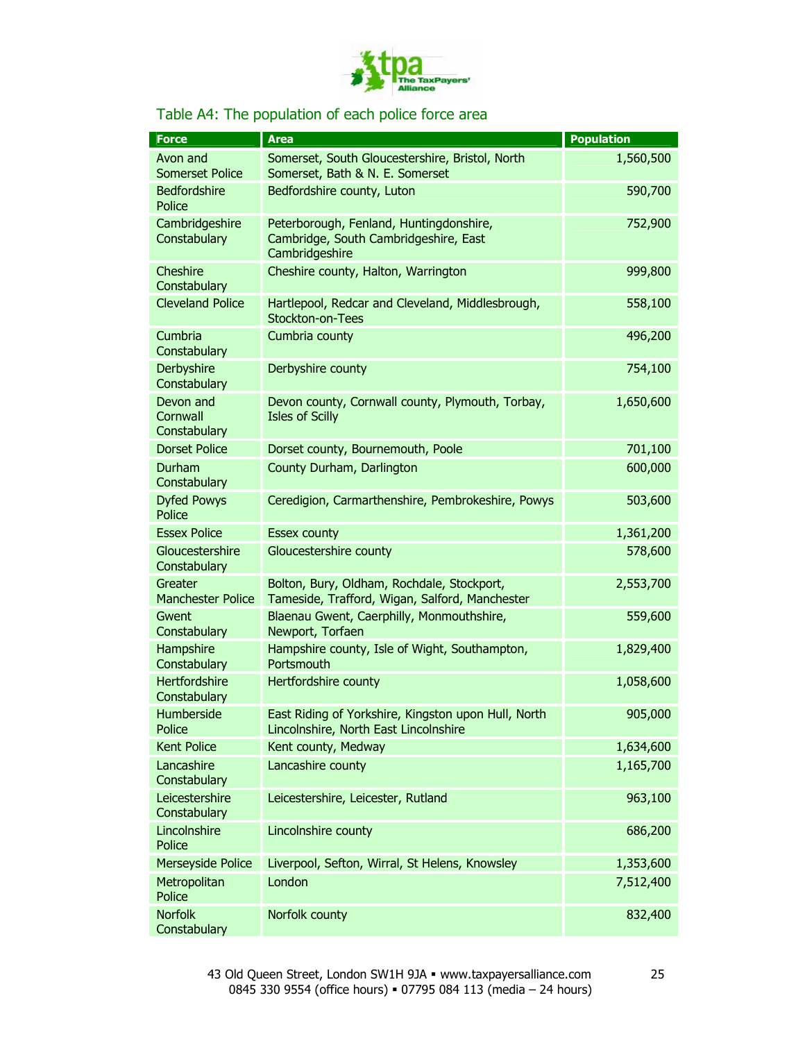## Table A4: The population of each police force area

| Force | Area | Population |
|---|---|---|
| Avon and Somerset Police | Somerset, South Gloucestershire, Bristol, North Somerset, Bath & N. E. Somerset | 1,560,500 |
| Bedfordshire Police | Bedfordshire county, Luton | 590,700 |
| Cambridgeshire Constabulary | Peterborough, Fenland, Huntingdonshire, Cambridge, South Cambridgeshire, East Cambridgeshire | 752,900 |
| Cheshire Constabulary | Cheshire county, Halton, Warrington | 999,800 |
| Cleveland Police | Hartlepool, Redcar and Cleveland, Middlesbrough, Stockton-on-Tees | 558,100 |
| Cumbria Constabulary | Cumbria county | 496,200 |
| Derbyshire Constabulary | Derbyshire county | 754,100 |
| Devon and Cornwall Constabulary | Devon county, Cornwall county, Plymouth, Torbay, Isles of Scilly | 1,650,600 |
| Dorset Police | Dorset county, Bournemouth, Poole | 701,100 |
| Durham Constabulary | County Durham, Darlington | 600,000 |
| Dyfed Powys Police | Ceredigion, Carmarthenshire, Pembrokeshire, Powys | 503,600 |
| Essex Police | Essex county | 1,361,200 |
| Gloucestershire Constabulary | Gloucestershire county | 578,600 |
| Greater Manchester Police | Bolton, Bury, Oldham, Rochdale, Stockport, Tameside, Trafford, Wigan, Salford, Manchester | 2,553,700 |
| Gwent Constabulary | Blaenau Gwent, Caerphilly, Monmouthshire, Newport, Torfaen | 559,600 |
| Hampshire Constabulary | Hampshire county, Isle of Wight, Southampton, Portsmouth | 1,829,400 |
| Hertfordshire Constabulary | Hertfordshire county | 1,058,600 |
| Humberside Police | East Riding of Yorkshire, Kingston upon Hull, North Lincolnshire, North East Lincolnshire | 905,000 |
| Kent Police | Kent county, Medway | 1,634,600 |
| Lancashire Constabulary | Lancashire county | 1,165,700 |
| Leicestershire Constabulary | Leicestershire, Leicester, Rutland | 963,100 |
| Lincolnshire Police | Lincolnshire county | 686,200 |
| Merseyside Police | Liverpool, Sefton, Wirral, St Helens, Knowsley | 1,353,600 |
| Metropolitan Police | London | 7,512,400 |
| Norfolk Constabulary | Norfolk county | 832,400 |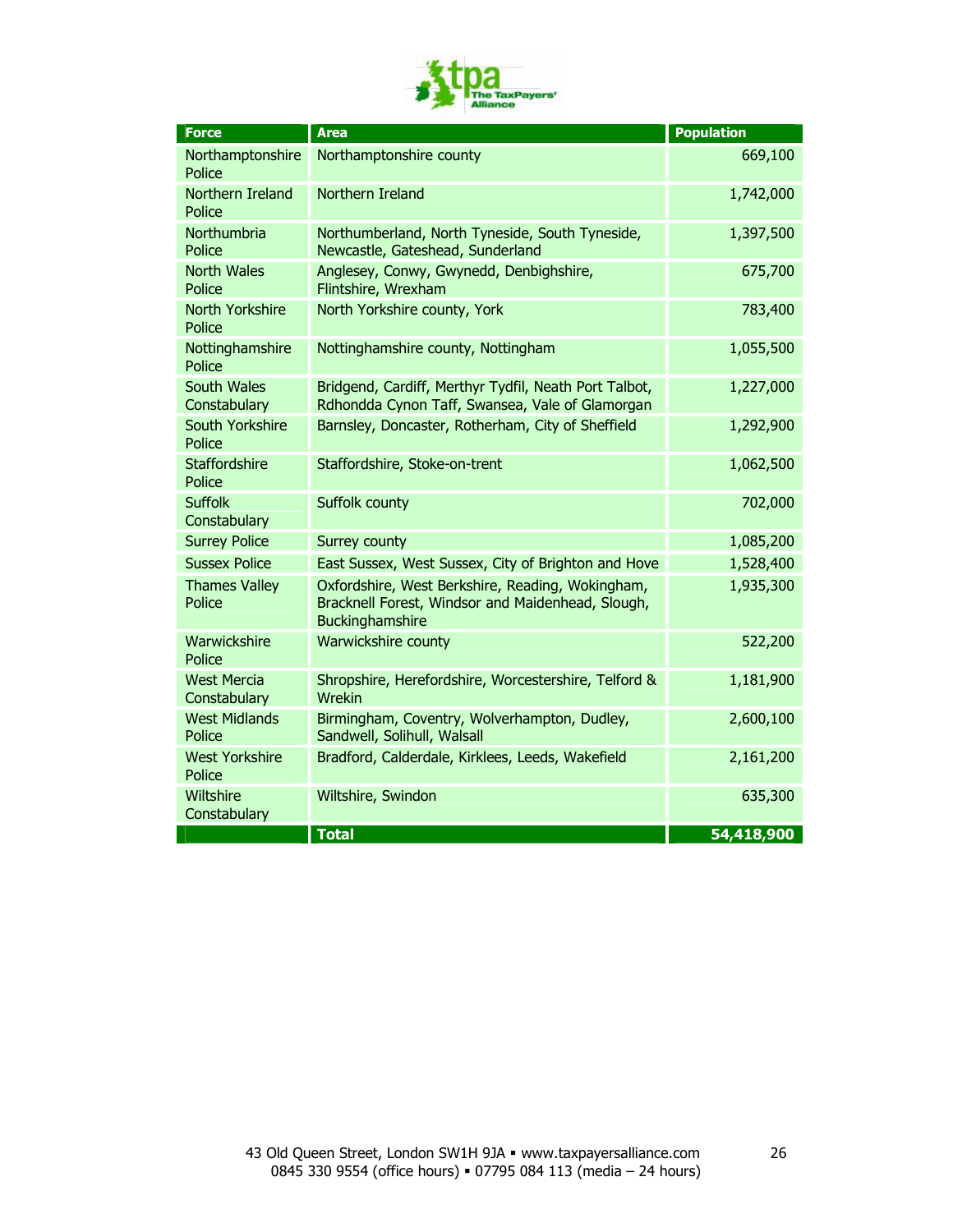| Force | Area | Population |
|---|---|---|
| Northamptonshire Police | Northamptonshire county | 669,100 |
| Northern Ireland Police | Northern Ireland | 1,742,000 |
| Northumbria Police | Northumberland, North Tyneside, South Tyneside, Newcastle, Gateshead, Sunderland | 1,397,500 |
| North Wales Police | Anglesey, Conwy, Gwynedd, Denbighshire, Flintshire, Wrexham | 675,700 |
| North Yorkshire Police | North Yorkshire county, York | 783,400 |
| Nottinghamshire Police | Nottinghamshire county, Nottingham | 1,055,500 |
| South Wales Constabulary | Bridgend, Cardiff, Merthyr Tydfil, Neath Port Talbot, Rdhondda Cynon Taff, Swansea, Vale of Glamorgan | 1,227,000 |
| South Yorkshire Police | Barnsley, Doncaster, Rotherham, City of Sheffield | 1,292,900 |
| Staffordshire Police | Staffordshire, Stoke-on-trent | 1,062,500 |
| Suffolk Constabulary | Suffolk county | 702,000 |
| Surrey Police | Surrey county | 1,085,200 |
| Sussex Police | East Sussex, West Sussex, City of Brighton and Hove | 1,528,400 |
| Thames Valley Police | Oxfordshire, West Berkshire, Reading, Wokingham, Bracknell Forest, Windsor and Maidenhead, Slough, Buckinghamshire | 1,935,300 |
| Warwickshire Police | Warwickshire county | 522,200 |
| West Mercia Constabulary | Shropshire, Herefordshire, Worcestershire, Telford & Wrekin | 1,181,900 |
| West Midlands Police | Birmingham, Coventry, Wolverhampton, Dudley, Sandwell, Solihull, Walsall | 2,600,100 |
| West Yorkshire Police | Bradford, Calderdale, Kirklees, Leeds, Wakefield | 2,161,200 |
| Wiltshire Constabulary | Wiltshire, Swindon | 635,300 |
| | **Total** | **54,418,900** |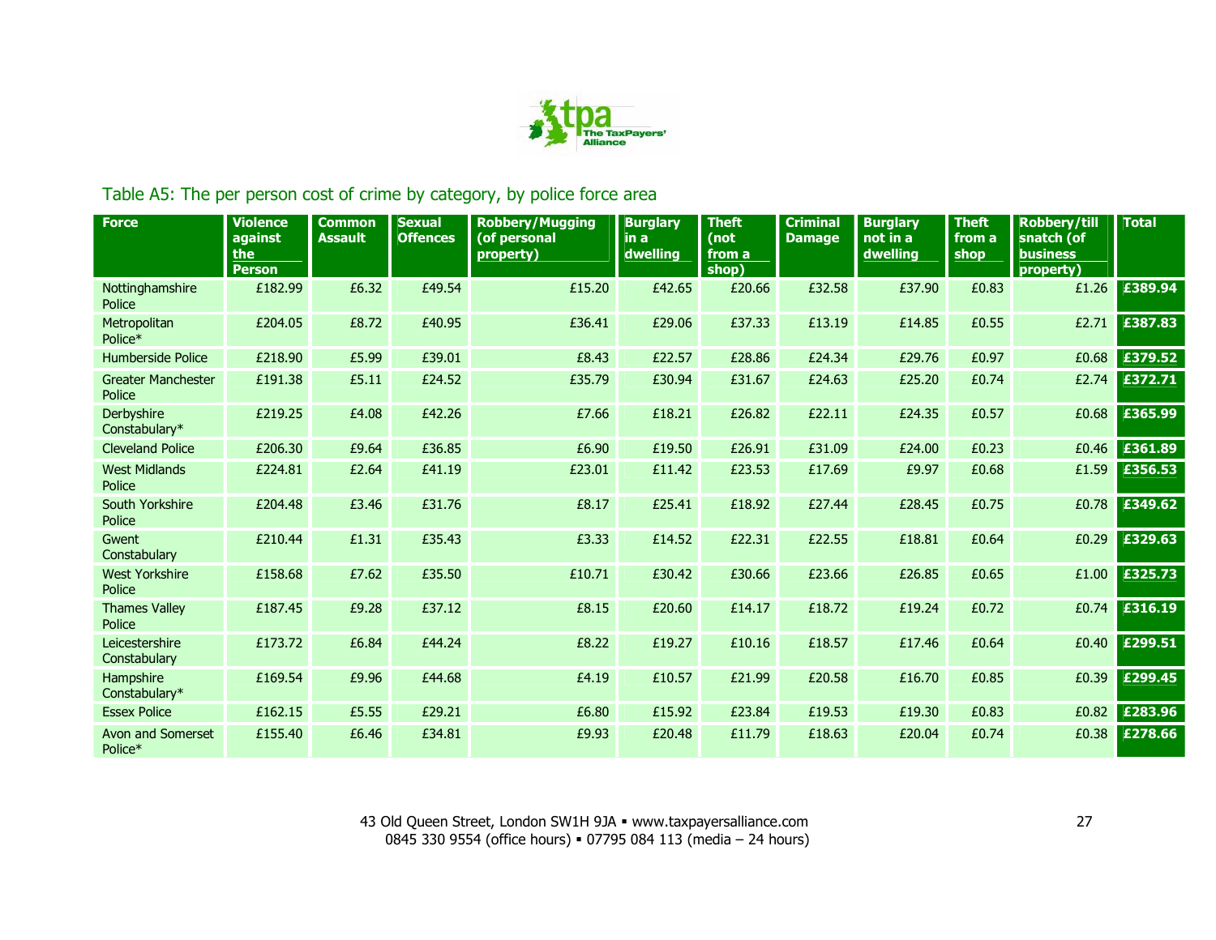Table A5: The per person cost of crime by category, by police force area

| Force | Violence against the Person | Common Assault | Sexual Offences | Robbery/Mugging (of personal property) | Burglary in a dwelling | Theft (not from a shop) | Criminal Damage | Burglary not in a dwelling | Theft from a shop | Robbery/till snatch (of business property) | Total |
|---|---|---|---|---|---|---|---|---|---|---|---|
| Nottinghamshire Police | £182.99 | £6.32 | £49.54 | £15.20 | £42.65 | £20.66 | £32.58 | £37.90 | £0.83 | £1.26 | £389.94 |
| Metropolitan Police* | £204.05 | £8.72 | £40.95 | £36.41 | £29.06 | £37.33 | £13.19 | £14.85 | £0.55 | £2.71 | £387.83 |
| Humberside Police | £218.90 | £5.99 | £39.01 | £8.43 | £22.57 | £28.86 | £24.34 | £29.76 | £0.97 | £0.68 | £379.52 |
| Greater Manchester Police | £191.38 | £5.11 | £24.52 | £35.79 | £30.94 | £31.67 | £24.63 | £25.20 | £0.74 | £2.74 | £372.71 |
| Derbyshire Constabulary* | £219.25 | £4.08 | £42.26 | £7.66 | £18.21 | £26.82 | £22.11 | £24.35 | £0.57 | £0.68 | £365.99 |
| Cleveland Police | £206.30 | £9.64 | £36.85 | £6.90 | £19.50 | £26.91 | £31.09 | £24.00 | £0.23 | £0.46 | £361.89 |
| West Midlands Police | £224.81 | £2.64 | £41.19 | £23.01 | £11.42 | £23.53 | £17.69 | £9.97 | £0.68 | £1.59 | £356.53 |
| South Yorkshire Police | £204.48 | £3.46 | £31.76 | £8.17 | £25.41 | £18.92 | £27.44 | £28.45 | £0.75 | £0.78 | £349.62 |
| Gwent Constabulary | £210.44 | £1.31 | £35.43 | £3.33 | £14.52 | £22.31 | £22.55 | £18.81 | £0.64 | £0.29 | £329.63 |
| West Yorkshire Police | £158.68 | £7.62 | £35.50 | £10.71 | £30.42 | £30.66 | £23.66 | £26.85 | £0.65 | £1.00 | £325.73 |
| Thames Valley Police | £187.45 | £9.28 | £37.12 | £8.15 | £20.60 | £14.17 | £18.72 | £19.24 | £0.72 | £0.74 | £316.19 |
| Leicestershire Constabulary | £173.72 | £6.84 | £44.24 | £8.22 | £19.27 | £10.16 | £18.57 | £17.46 | £0.64 | £0.40 | £299.51 |
| Hampshire Constabulary* | £169.54 | £9.96 | £44.68 | £4.19 | £10.57 | £21.99 | £20.58 | £16.70 | £0.85 | £0.39 | £299.45 |
| Essex Police | £162.15 | £5.55 | £29.21 | £6.80 | £15.92 | £23.84 | £19.53 | £19.30 | £0.83 | £0.82 | £283.96 |
| Avon and Somerset Police* | £155.40 | £6.46 | £34.81 | £9.93 | £20.48 | £11.79 | £18.63 | £20.04 | £0.74 | £0.38 | £278.66 |

43 Old Queen Street, London SW1H 9JA ▪ www.taxpayersalliance.com
0845 330 9554 (office hours) ▪ 07795 084 113 (media – 24 hours)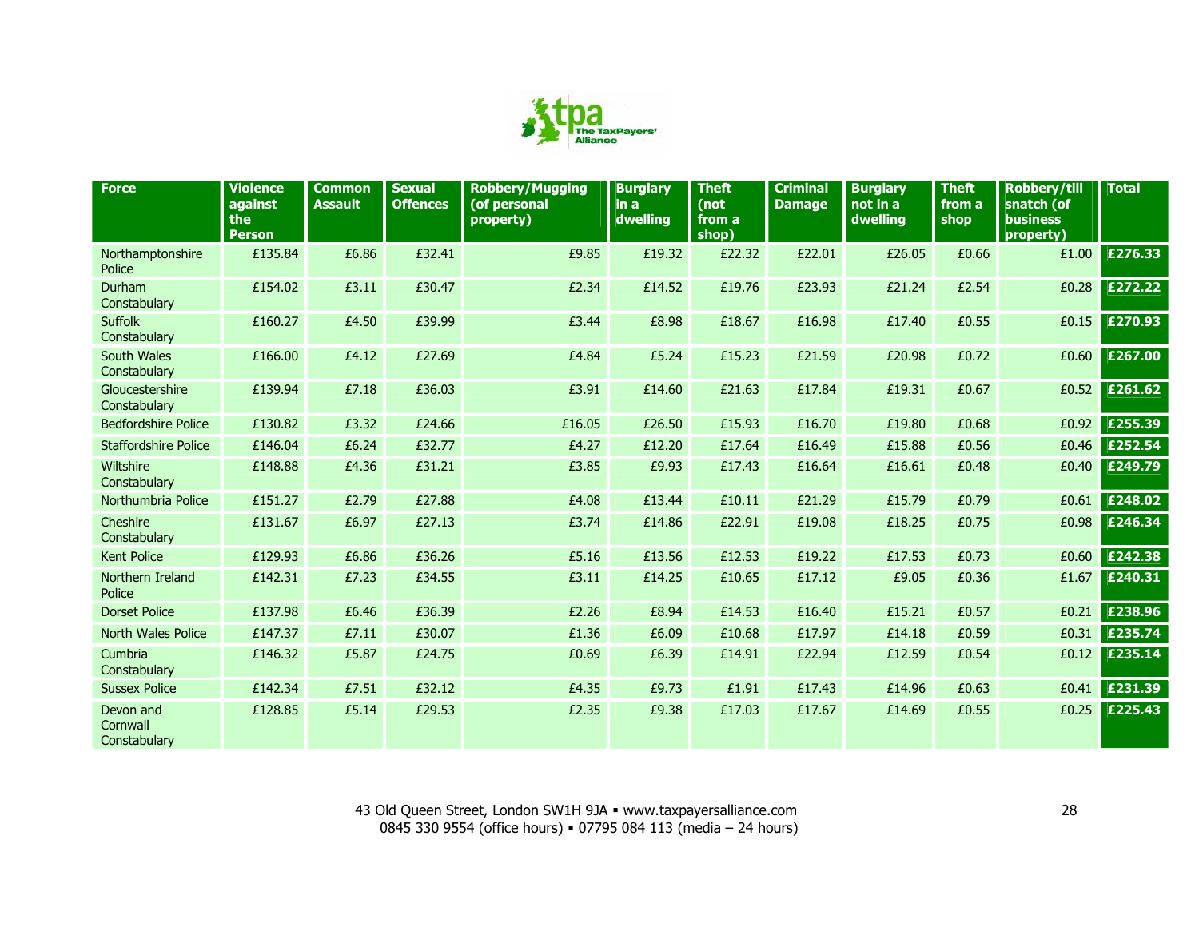| Force | Violence against the Person | Common Assault | Sexual Offences | Robbery/Mugging (of personal property) | Burglary in a dwelling | Theft (not from a shop) | Criminal Damage | Burglary not in a dwelling | Theft from a shop | Robbery/till snatch (of business property) | Total |
|---|---|---|---|---|---|---|---|---|---|---|---|
| Northamptonshire Police | £135.84 | £6.86 | £32.41 | £9.85 | £19.32 | £22.32 | £22.01 | £26.05 | £0.66 | £1.00 | **£276.33** |
| Durham Constabulary | £154.02 | £3.11 | £30.47 | £2.34 | £14.52 | £19.76 | £23.93 | £21.24 | £2.54 | £0.28 | **£272.22** |
| Suffolk Constabulary | £160.27 | £4.50 | £39.99 | £3.44 | £8.98 | £18.67 | £16.98 | £17.40 | £0.55 | £0.15 | **£270.93** |
| South Wales Constabulary | £166.00 | £4.12 | £27.69 | £4.84 | £5.24 | £15.23 | £21.59 | £20.98 | £0.72 | £0.60 | **£267.00** |
| Gloucestershire Constabulary | £139.94 | £7.18 | £36.03 | £3.91 | £14.60 | £21.63 | £17.84 | £19.31 | £0.67 | £0.52 | **£261.62** |
| Bedfordshire Police | £130.82 | £3.32 | £24.66 | £16.05 | £26.50 | £15.93 | £16.70 | £19.80 | £0.68 | £0.92 | **£255.39** |
| Staffordshire Police | £146.04 | £6.24 | £32.77 | £4.27 | £12.20 | £17.64 | £16.49 | £15.88 | £0.56 | £0.46 | **£252.54** |
| Wiltshire Constabulary | £148.88 | £4.36 | £31.21 | £3.85 | £9.93 | £17.43 | £16.64 | £16.61 | £0.48 | £0.40 | **£249.79** |
| Northumbria Police | £151.27 | £2.79 | £27.88 | £4.08 | £13.44 | £10.11 | £21.29 | £15.79 | £0.79 | £0.61 | **£248.02** |
| Cheshire Constabulary | £131.67 | £6.97 | £27.13 | £3.74 | £14.86 | £22.91 | £19.08 | £18.25 | £0.75 | £0.98 | **£246.34** |
| Kent Police | £129.93 | £6.86 | £36.26 | £5.16 | £13.56 | £12.53 | £19.22 | £17.53 | £0.73 | £0.60 | **£242.38** |
| Northern Ireland Police | £142.31 | £7.23 | £34.55 | £3.11 | £14.25 | £10.65 | £17.12 | £9.05 | £0.36 | £1.67 | **£240.31** |
| Dorset Police | £137.98 | £6.46 | £36.39 | £2.26 | £8.94 | £14.53 | £16.40 | £15.21 | £0.57 | £0.21 | **£238.96** |
| North Wales Police | £147.37 | £7.11 | £30.07 | £1.36 | £6.09 | £10.68 | £17.97 | £14.18 | £0.59 | £0.31 | **£235.74** |
| Cumbria Constabulary | £146.32 | £5.87 | £24.75 | £0.69 | £6.39 | £14.91 | £22.94 | £12.59 | £0.54 | £0.12 | **£235.14** |
| Sussex Police | £142.34 | £7.51 | £32.12 | £4.35 | £9.73 | £1.91 | £17.43 | £14.96 | £0.63 | £0.41 | **£231.39** |
| Devon and Cornwall Constabulary | £128.85 | £5.14 | £29.53 | £2.35 | £9.38 | £17.03 | £17.67 | £14.69 | £0.55 | £0.25 | **£225.43** |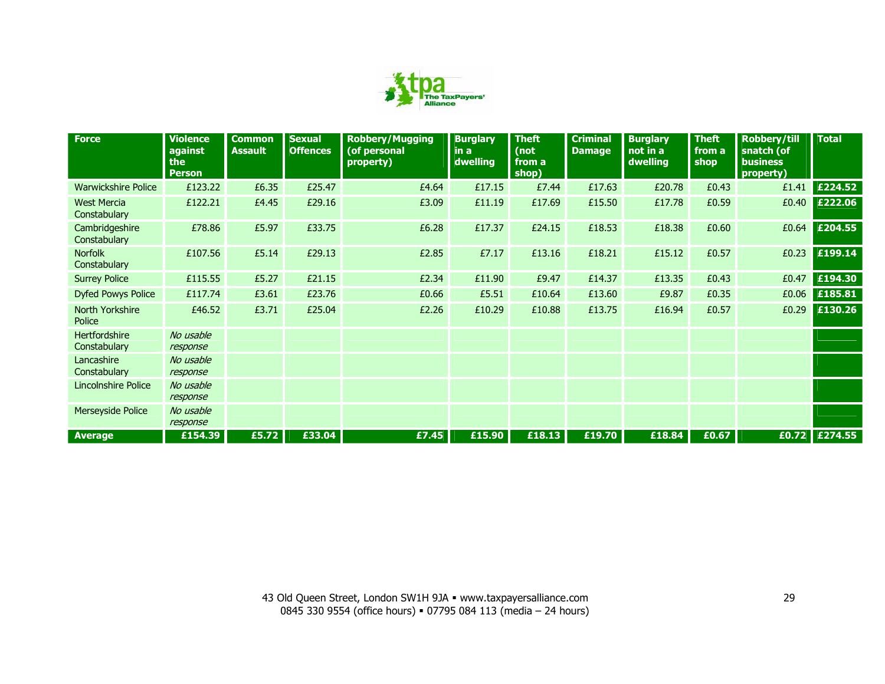| Force | Violence against the Person | Common Assault | Sexual Offences | Robbery/Mugging (of personal property) | Burglary in a dwelling | Theft (not from a shop) | Criminal Damage | Burglary not in a dwelling | Theft from a shop | Robbery/till snatch (of business property) | Total |
|---|---|---|---|---|---|---|---|---|---|---|---|
| Warwickshire Police | £123.22 | £6.35 | £25.47 | £4.64 | £17.15 | £7.44 | £17.63 | £20.78 | £0.43 | £1.41 | **£224.52** |
| West Mercia Constabulary | £122.21 | £4.45 | £29.16 | £3.09 | £11.19 | £17.69 | £15.50 | £17.78 | £0.59 | £0.40 | **£222.06** |
| Cambridgeshire Constabulary | £78.86 | £5.97 | £33.75 | £6.28 | £17.37 | £24.15 | £18.53 | £18.38 | £0.60 | £0.64 | **£204.55** |
| Norfolk Constabulary | £107.56 | £5.14 | £29.13 | £2.85 | £7.17 | £13.16 | £18.21 | £15.12 | £0.57 | £0.23 | **£199.14** |
| Surrey Police | £115.55 | £5.27 | £21.15 | £2.34 | £11.90 | £9.47 | £14.37 | £13.35 | £0.43 | £0.47 | **£194.30** |
| Dyfed Powys Police | £117.74 | £3.61 | £23.76 | £0.66 | £5.51 | £10.64 | £13.60 | £9.87 | £0.35 | £0.06 | **£185.81** |
| North Yorkshire Police | £46.52 | £3.71 | £25.04 | £2.26 | £10.29 | £10.88 | £13.75 | £16.94 | £0.57 | £0.29 | **£130.26** |
| Hertfordshire Constabulary | *No usable response* | | | | | | | | | | |
| Lancashire Constabulary | *No usable response* | | | | | | | | | | |
| Lincolnshire Police | *No usable response* | | | | | | | | | | |
| Merseyside Police | *No usable response* | | | | | | | | | | |
| **Average** | **£154.39** | **£5.72** | **£33.04** | **£7.45** | **£15.90** | **£18.13** | **£19.70** | **£18.84** | **£0.67** | **£0.72** | **£274.55** |

43 Old Queen Street, London SW1H 9JA ▪ www.taxpayersalliance.com
0845 330 9554 (office hours) ▪ 07795 084 113 (media – 24 hours)